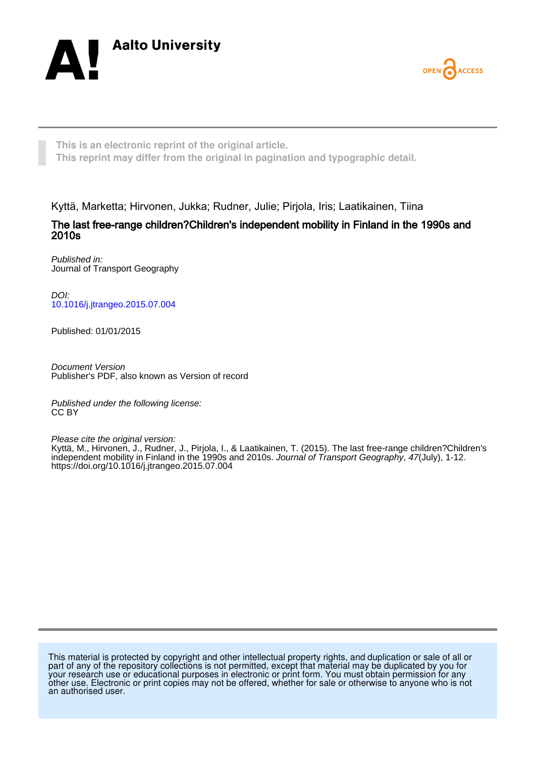Aalto University

OPEN ACCESS

This is an electronic reprint of the original article.
This reprint may differ from the original in pagination and typographic detail.

Kyttä, Marketta; Hirvonen, Jukka; Rudner, Julie; Pirjola, Iris; Laatikainen, Tiina

**The last free-range children?Children's independent mobility in Finland in the 1990s and 2010s**

*Published in:*
Journal of Transport Geography

*DOI:*
10.1016/j.jtrangeo.2015.07.004

Published: 01/01/2015

*Document Version*
Publisher's PDF, also known as Version of record

*Published under the following license:*
CC BY

*Please cite the original version:*
Kyttä, M., Hirvonen, J., Rudner, J., Pirjola, I., & Laatikainen, T. (2015). The last free-range children?Children's independent mobility in Finland in the 1990s and 2010s. *Journal of Transport Geography*, *47*(July), 1-12. https://doi.org/10.1016/j.jtrangeo.2015.07.004

This material is protected by copyright and other intellectual property rights, and duplication or sale of all or part of any of the repository collections is not permitted, except that material may be duplicated by you for your research use or educational purposes in electronic or print form. You must obtain permission for any other use. Electronic or print copies may not be offered, whether for sale or otherwise to anyone who is not an authorised user.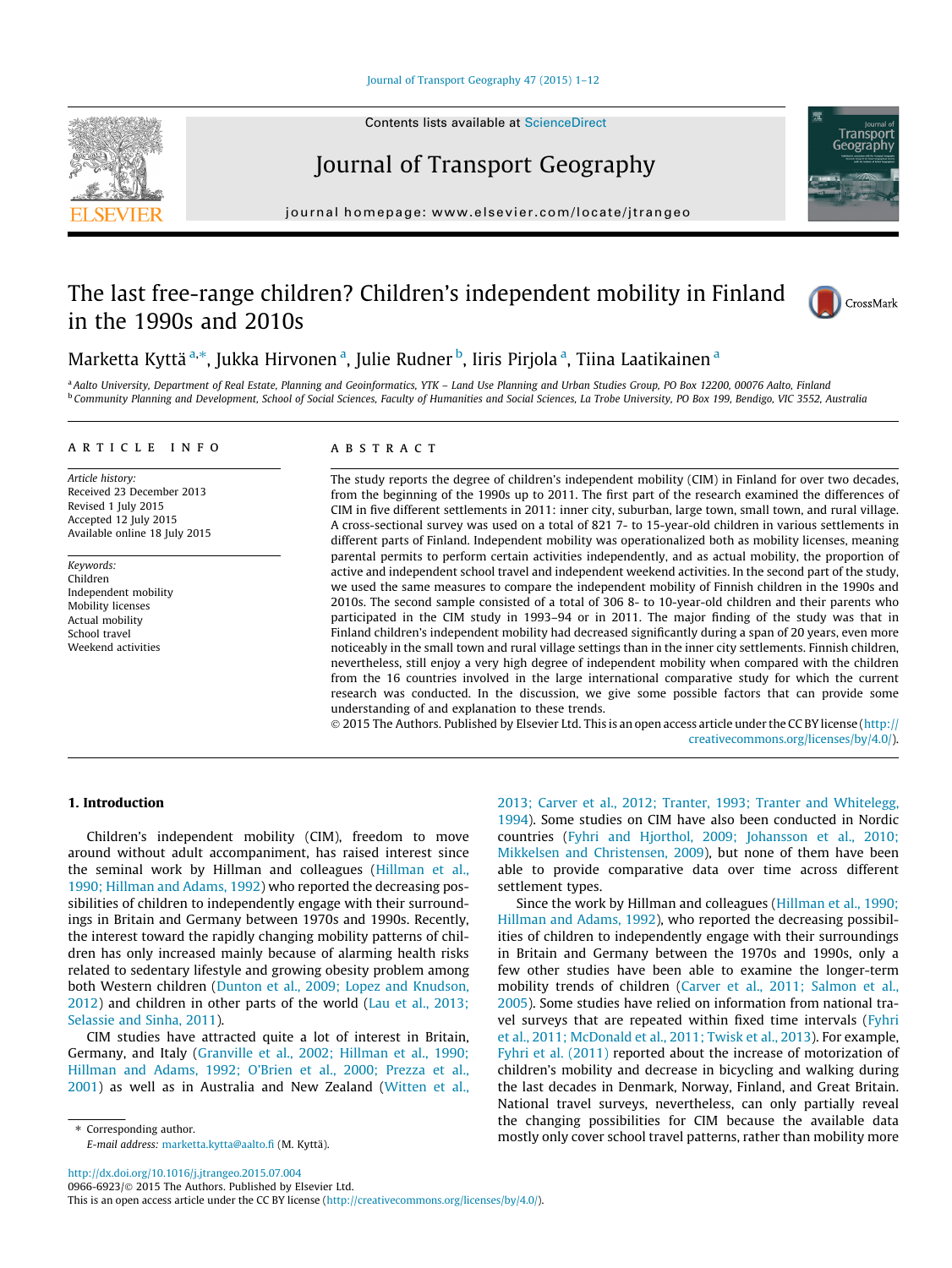# The last free-range children? Children's independent mobility in Finland in the 1990s and 2010s

Marketta Kyttä [a,*], Jukka Hirvonen [a], Julie Rudner [b], Iiris Pirjola [a], Tiina Laatikainen [a]

[a] Aalto University, Department of Real Estate, Planning and Geoinformatics, YTK – Land Use Planning and Urban Studies Group, PO Box 12200, 00076 Aalto, Finland
[b] Community Planning and Development, School of Social Sciences, Faculty of Humanities and Social Sciences, La Trobe University, PO Box 199, Bendigo, VIC 3552, Australia

## ARTICLE INFO

*Article history:*
Received 23 December 2013
Revised 1 July 2015
Accepted 12 July 2015
Available online 18 July 2015

*Keywords:*
Children
Independent mobility
Mobility licenses
Actual mobility
School travel
Weekend activities

## ABSTRACT

The study reports the degree of children's independent mobility (CIM) in Finland for over two decades, from the beginning of the 1990s up to 2011. The first part of the research examined the differences of CIM in five different settlements in 2011: inner city, suburban, large town, small town, and rural village. A cross-sectional survey was used on a total of 821 7- to 15-year-old children in various settlements in different parts of Finland. Independent mobility was operationalized both as mobility licenses, meaning parental permits to perform certain activities independently, and as actual mobility, the proportion of active and independent school travel and independent weekend activities. In the second part of the study, we used the same measures to compare the independent mobility of Finnish children in the 1990s and 2010s. The second sample consisted of a total of 306 8- to 10-year-old children and their parents who participated in the CIM study in 1993–94 or in 2011. The major finding of the study was that in Finland children's independent mobility had decreased significantly during a span of 20 years, even more noticeably in the small town and rural village settings than in the inner city settlements. Finnish children, nevertheless, still enjoy a very high degree of independent mobility when compared with the children from the 16 countries involved in the large international comparative study for which the current research was conducted. In the discussion, we give some possible factors that can provide some understanding of and explanation to these trends.

© 2015 The Authors. Published by Elsevier Ltd. This is an open access article under the CC BY license (http://creativecommons.org/licenses/by/4.0/).

## 1. Introduction

Children's independent mobility (CIM), freedom to move around without adult accompaniment, has raised interest since the seminal work by Hillman and colleagues (Hillman et al., 1990; Hillman and Adams, 1992) who reported the decreasing possibilities of children to independently engage with their surroundings in Britain and Germany between 1970s and 1990s. Recently, the interest toward the rapidly changing mobility patterns of children has only increased mainly because of alarming health risks related to sedentary lifestyle and growing obesity problem among both Western children (Dunton et al., 2009; Lopez and Knudson, 2012) and children in other parts of the world (Lau et al., 2013; Selassie and Sinha, 2011).

CIM studies have attracted quite a lot of interest in Britain, Germany, and Italy (Granville et al., 2002; Hillman et al., 1990; Hillman and Adams, 1992; O'Brien et al., 2000; Prezza et al., 2001) as well as in Australia and New Zealand (Witten et al., 2013; Carver et al., 2012; Tranter, 1993; Tranter and Whitelegg, 1994). Some studies on CIM have also been conducted in Nordic countries (Fyhri and Hjorthol, 2009; Johansson et al., 2010; Mikkelsen and Christensen, 2009), but none of them have been able to provide comparative data over time across different settlement types.

Since the work by Hillman and colleagues (Hillman et al., 1990; Hillman and Adams, 1992), who reported the decreasing possibilities of children to independently engage with their surroundings in Britain and Germany between the 1970s and 1990s, only a few other studies have been able to examine the longer-term mobility trends of children (Carver et al., 2011; Salmon et al., 2005). Some studies have relied on information from national travel surveys that are repeated within fixed time intervals (Fyhri et al., 2011; McDonald et al., 2011; Twisk et al., 2013). For example, Fyhri et al. (2011) reported about the increase of motorization of children's mobility and decrease in bicycling and walking during the last decades in Denmark, Norway, Finland, and Great Britain. National travel surveys, nevertheless, can only partially reveal the changing possibilities for CIM because the available data mostly only cover school travel patterns, rather than mobility more

\* Corresponding author.
E-mail address: marketta.kytta@aalto.fi (M. Kyttä).

http://dx.doi.org/10.1016/j.jtrangeo.2015.07.004
0966-6923/© 2015 The Authors. Published by Elsevier Ltd.
This is an open access article under the CC BY license (http://creativecommons.org/licenses/by/4.0/).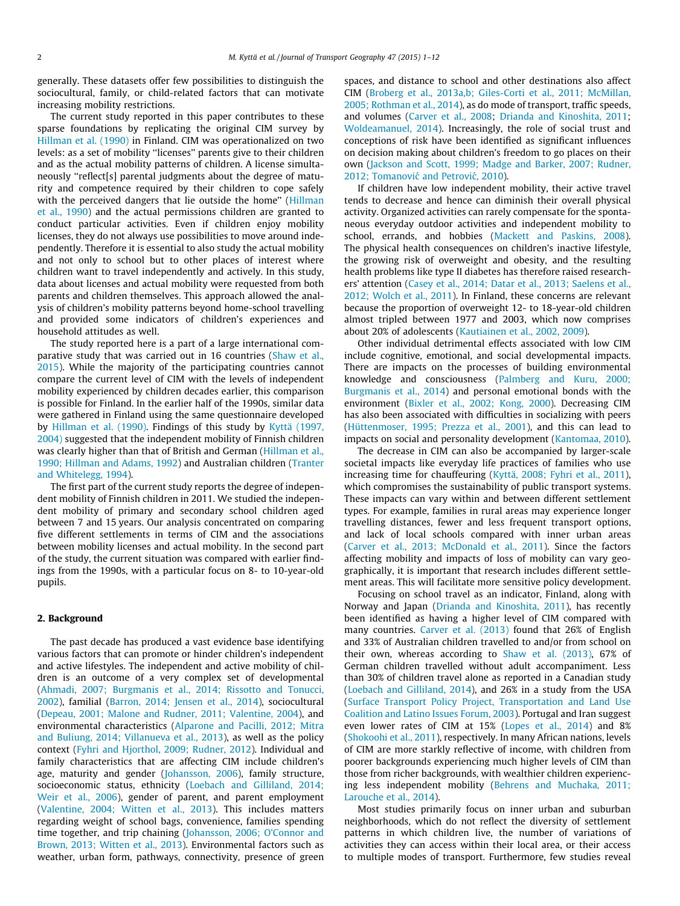generally. These datasets offer few possibilities to distinguish the sociocultural, family, or child-related factors that can motivate increasing mobility restrictions.

The current study reported in this paper contributes to these sparse foundations by replicating the original CIM survey by Hillman et al. (1990) in Finland. CIM was operationalized on two levels: as a set of mobility "licenses" parents give to their children and as the actual mobility patterns of children. A license simultaneously "reflect[s] parental judgments about the degree of maturity and competence required by their children to cope safely with the perceived dangers that lie outside the home" (Hillman et al., 1990) and the actual permissions children are granted to conduct particular activities. Even if children enjoy mobility licenses, they do not always use possibilities to move around independently. Therefore it is essential to also study the actual mobility and not only to school but to other places of interest where children want to travel independently and actively. In this study, data about licenses and actual mobility were requested from both parents and children themselves. This approach allowed the analysis of children's mobility patterns beyond home-school travelling and provided some indicators of children's experiences and household attitudes as well.

The study reported here is a part of a large international comparative study that was carried out in 16 countries (Shaw et al., 2015). While the majority of the participating countries cannot compare the current level of CIM with the levels of independent mobility experienced by children decades earlier, this comparison is possible for Finland. In the earlier half of the 1990s, similar data were gathered in Finland using the same questionnaire developed by Hillman et al. (1990). Findings of this study by Kyttä (1997, 2004) suggested that the independent mobility of Finnish children was clearly higher than that of British and German (Hillman et al., 1990; Hillman and Adams, 1992) and Australian children (Tranter and Whitelegg, 1994).

The first part of the current study reports the degree of independent mobility of Finnish children in 2011. We studied the independent mobility of primary and secondary school children aged between 7 and 15 years. Our analysis concentrated on comparing five different settlements in terms of CIM and the associations between mobility licenses and actual mobility. In the second part of the study, the current situation was compared with earlier findings from the 1990s, with a particular focus on 8- to 10-year-old pupils.

## 2. Background

The past decade has produced a vast evidence base identifying various factors that can promote or hinder children's independent and active lifestyles. The independent and active mobility of children is an outcome of a very complex set of developmental (Ahmadi, 2007; Burgmanis et al., 2014; Rissotto and Tonucci, 2002), familial (Barron, 2014; Jensen et al., 2014), sociocultural (Depeau, 2001; Malone and Rudner, 2011; Valentine, 2004), and environmental characteristics (Alparone and Pacilli, 2012; Mitra and Buliung, 2014; Villanueva et al., 2013), as well as the policy context (Fyhri and Hjorthol, 2009; Rudner, 2012). Individual and family characteristics that are affecting CIM include children's age, maturity and gender (Johansson, 2006), family structure, socioeconomic status, ethnicity (Loebach and Gilliland, 2014; Weir et al., 2006), gender of parent, and parent employment (Valentine, 2004; Witten et al., 2013). This includes matters regarding weight of school bags, convenience, families spending time together, and trip chaining (Johansson, 2006; O'Connor and Brown, 2013; Witten et al., 2013). Environmental factors such as weather, urban form, pathways, connectivity, presence of green spaces, and distance to school and other destinations also affect CIM (Broberg et al., 2013a,b; Giles-Corti et al., 2011; McMillan, 2005; Rothman et al., 2014), as do mode of transport, traffic speeds, and volumes (Carver et al., 2008; Drianda and Kinoshita, 2011; Woldeamanuel, 2014). Increasingly, the role of social trust and conceptions of risk have been identified as significant influences on decision making about children's freedom to go places on their own (Jackson and Scott, 1999; Madge and Barker, 2007; Rudner, 2012; Tomanović and Petrović, 2010).

If children have low independent mobility, their active travel tends to decrease and hence can diminish their overall physical activity. Organized activities can rarely compensate for the spontaneous everyday outdoor activities and independent mobility to school, errands, and hobbies (Mackett and Paskins, 2008). The physical health consequences on children's inactive lifestyle, the growing risk of overweight and obesity, and the resulting health problems like type II diabetes has therefore raised researchers' attention (Casey et al., 2014; Datar et al., 2013; Saelens et al., 2012; Wolch et al., 2011). In Finland, these concerns are relevant because the proportion of overweight 12- to 18-year-old children almost tripled between 1977 and 2003, which now comprises about 20% of adolescents (Kautiainen et al., 2002, 2009).

Other individual detrimental effects associated with low CIM include cognitive, emotional, and social developmental impacts. There are impacts on the processes of building environmental knowledge and consciousness (Palmberg and Kuru, 2000; Burgmanis et al., 2014) and personal emotional bonds with the environment (Bixler et al., 2002; Kong, 2000). Decreasing CIM has also been associated with difficulties in socializing with peers (Hüttenmoser, 1995; Prezza et al., 2001), and this can lead to impacts on social and personality development (Kantomaa, 2010).

The decrease in CIM can also be accompanied by larger-scale societal impacts like everyday life practices of families who use increasing time for chauffeuring (Kyttä, 2008; Fyhri et al., 2011), which compromises the sustainability of public transport systems. These impacts can vary within and between different settlement types. For example, families in rural areas may experience longer travelling distances, fewer and less frequent transport options, and lack of local schools compared with inner urban areas (Carver et al., 2013; McDonald et al., 2011). Since the factors affecting mobility and impacts of loss of mobility can vary geographically, it is important that research includes different settlement areas. This will facilitate more sensitive policy development.

Focusing on school travel as an indicator, Finland, along with Norway and Japan (Drianda and Kinoshita, 2011), has recently been identified as having a higher level of CIM compared with many countries. Carver et al. (2013) found that 26% of English and 33% of Australian children travelled to and/or from school on their own, whereas according to Shaw et al. (2013), 67% of German children travelled without adult accompaniment. Less than 30% of children travel alone as reported in a Canadian study (Loebach and Gilliland, 2014), and 26% in a study from the USA (Surface Transport Policy Project, Transportation and Land Use Coalition and Latino Issues Forum, 2003). Portugal and Iran suggest even lower rates of CIM at 15% (Lopes et al., 2014) and 8% (Shokoohi et al., 2011), respectively. In many African nations, levels of CIM are more starkly reflective of income, with children from poorer backgrounds experiencing much higher levels of CIM than those from richer backgrounds, with wealthier children experiencing less independent mobility (Behrens and Muchaka, 2011; Larouche et al., 2014).

Most studies primarily focus on inner urban and suburban neighborhoods, which do not reflect the diversity of settlement patterns in which children live, the number of variations of activities they can access within their local area, or their access to multiple modes of transport. Furthermore, few studies reveal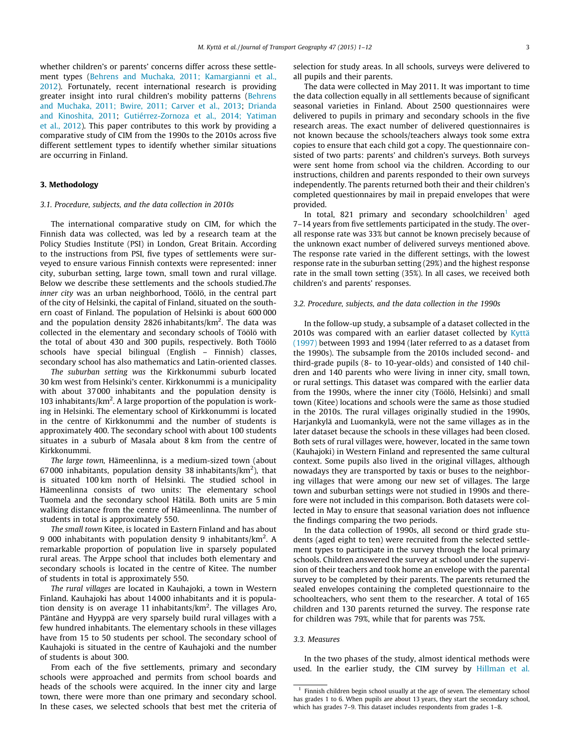whether children's or parents' concerns differ across these settlement types (Behrens and Muchaka, 2011; Kamargianni et al., 2012). Fortunately, recent international research is providing greater insight into rural children's mobility patterns (Behrens and Muchaka, 2011; Bwire, 2011; Carver et al., 2013; Drianda and Kinoshita, 2011; Gutiérrez-Zornoza et al., 2014; Yatiman et al., 2012). This paper contributes to this work by providing a comparative study of CIM from the 1990s to the 2010s across five different settlement types to identify whether similar situations are occurring in Finland.

## 3. Methodology

### 3.1. Procedure, subjects, and the data collection in 2010s

The international comparative study on CIM, for which the Finnish data was collected, was led by a research team at the Policy Studies Institute (PSI) in London, Great Britain. According to the instructions from PSI, five types of settlements were surveyed to ensure various Finnish contexts were represented: inner city, suburban setting, large town, small town and rural village. Below we describe these settlements and the schools studied.*The inner city* was an urban neighborhood, Töölö, in the central part of the city of Helsinki, the capital of Finland, situated on the southern coast of Finland. The population of Helsinki is about 600 000 and the population density 2826 inhabitants/km$^2$. The data was collected in the elementary and secondary schools of Töölö with the total of about 430 and 300 pupils, respectively. Both Töölö schools have special bilingual (English – Finnish) classes, secondary school has also mathematics and Latin-oriented classes.

*The suburban setting was* the Kirkkonummi suburb located 30 km west from Helsinki's center. Kirkkonummi is a municipality with about 37 000 inhabitants and the population density is 103 inhabitants/km$^2$. A large proportion of the population is working in Helsinki. The elementary school of Kirkkonummi is located in the centre of Kirkkonummi and the number of students is approximately 400. The secondary school with about 100 students situates in a suburb of Masala about 8 km from the centre of Kirkkonummi.

*The large town,* Hämeenlinna, is a medium-sized town (about 67 000 inhabitants, population density 38 inhabitants/km$^2$), that is situated 100 km north of Helsinki. The studied school in Hämeenlinna consists of two units: The elementary school Tuomela and the secondary school Hätilä. Both units are 5 min walking distance from the centre of Hämeenlinna. The number of students in total is approximately 550.

*The small town* Kitee, is located in Eastern Finland and has about 9 000 inhabitants with population density 9 inhabitants/km$^2$. A remarkable proportion of population live in sparsely populated rural areas. The Arppe school that includes both elementary and secondary schools is located in the centre of Kitee. The number of students in total is approximately 550.

*The rural villages* are located in Kauhajoki, a town in Western Finland. Kauhajoki has about 14 000 inhabitants and it is population density is on average 11 inhabitants/km$^2$. The villages Aro, Päntäne and Hyyppä are very sparsely build rural villages with a few hundred inhabitants. The elementary schools in these villages have from 15 to 50 students per school. The secondary school of Kauhajoki is situated in the centre of Kauhajoki and the number of students is about 300.

From each of the five settlements, primary and secondary schools were approached and permits from school boards and heads of the schools were acquired. In the inner city and large town, there were more than one primary and secondary school. In these cases, we selected schools that best met the criteria of selection for study areas. In all schools, surveys were delivered to all pupils and their parents.

The data were collected in May 2011. It was important to time the data collection equally in all settlements because of significant seasonal varieties in Finland. About 2500 questionnaires were delivered to pupils in primary and secondary schools in the five research areas. The exact number of delivered questionnaires is not known because the schools/teachers always took some extra copies to ensure that each child got a copy. The questionnaire consisted of two parts: parents' and children's surveys. Both surveys were sent home from school via the children. According to our instructions, children and parents responded to their own surveys independently. The parents returned both their and their children's completed questionnaires by mail in prepaid envelopes that were provided.

In total, 821 primary and secondary schoolchildren[1] aged 7–14 years from five settlements participated in the study. The overall response rate was 33% but cannot be known precisely because of the unknown exact number of delivered surveys mentioned above. The response rate varied in the different settings, with the lowest response rate in the suburban setting (29%) and the highest response rate in the small town setting (35%). In all cases, we received both children's and parents' responses.

### 3.2. Procedure, subjects, and the data collection in the 1990s

In the follow-up study, a subsample of a dataset collected in the 2010s was compared with an earlier dataset collected by Kyttä (1997) between 1993 and 1994 (later referred to as a dataset from the 1990s). The subsample from the 2010s included second- and third-grade pupils (8- to 10-year-olds) and consisted of 140 children and 140 parents who were living in inner city, small town, or rural settings. This dataset was compared with the earlier data from the 1990s, where the inner city (Töölö, Helsinki) and small town (Kitee) locations and schools were the same as those studied in the 2010s. The rural villages originally studied in the 1990s, Harjankylä and Luomankylä, were not the same villages as in the later dataset because the schools in these villages had been closed. Both sets of rural villages were, however, located in the same town (Kauhajoki) in Western Finland and represented the same cultural context. Some pupils also lived in the original villages, although nowadays they are transported by taxis or buses to the neighboring villages that were among our new set of villages. The large town and suburban settings were not studied in 1990s and therefore were not included in this comparison. Both datasets were collected in May to ensure that seasonal variation does not influence the findings comparing the two periods.

In the data collection of 1990s, all second or third grade students (aged eight to ten) were recruited from the selected settlement types to participate in the survey through the local primary schools. Children answered the survey at school under the supervision of their teachers and took home an envelope with the parental survey to be completed by their parents. The parents returned the sealed envelopes containing the completed questionnaire to the schoolteachers, who sent them to the researcher. A total of 165 children and 130 parents returned the survey. The response rate for children was 79%, while that for parents was 75%.

### 3.3. Measures

In the two phases of the study, almost identical methods were used. In the earlier study, the CIM survey by Hillman et al.

[1] Finnish children begin school usually at the age of seven. The elementary school has grades 1 to 6. When pupils are about 13 years, they start the secondary school, which has grades 7–9. This dataset includes respondents from grades 1–8.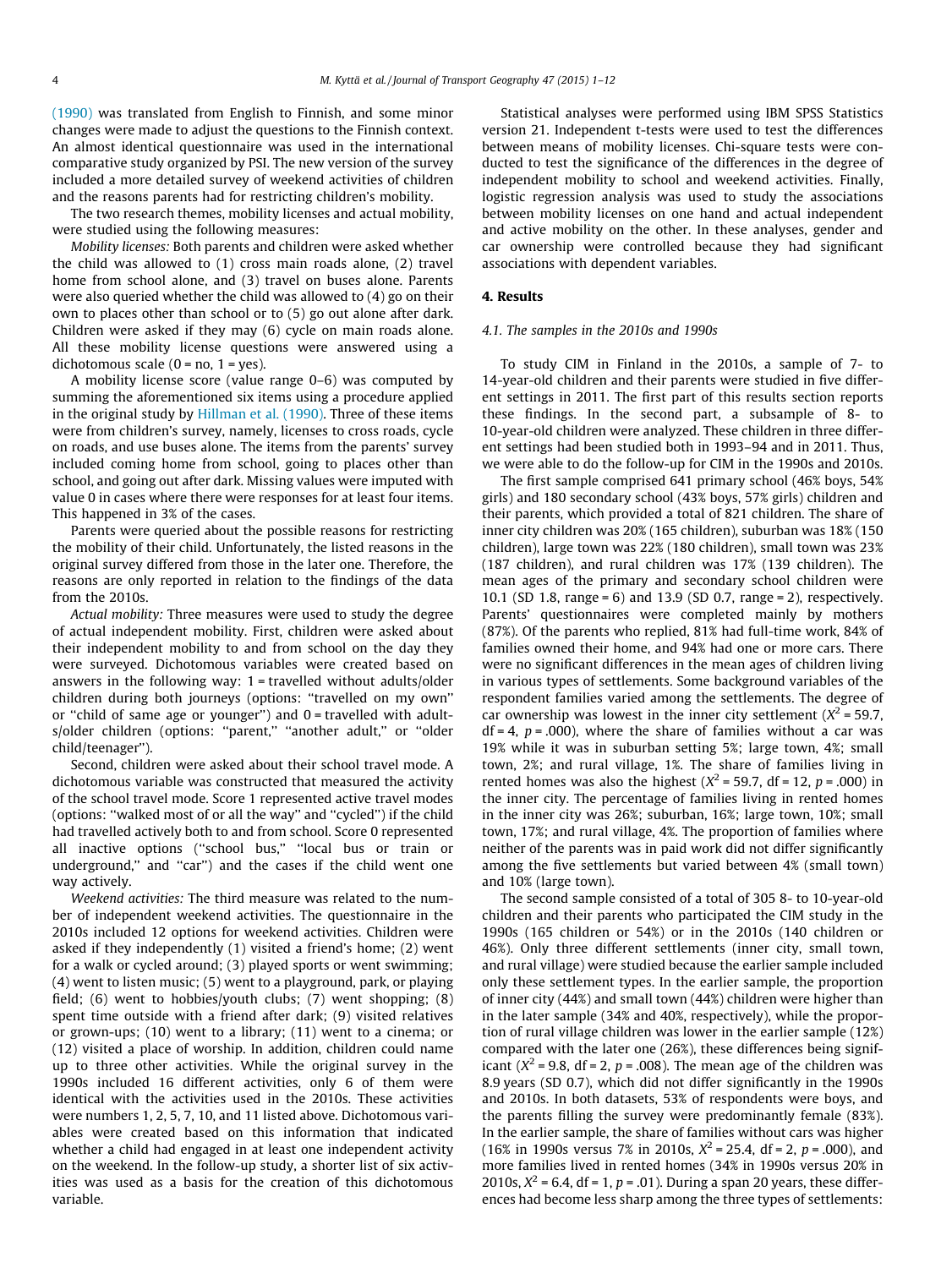(1990) was translated from English to Finnish, and some minor changes were made to adjust the questions to the Finnish context. An almost identical questionnaire was used in the international comparative study organized by PSI. The new version of the survey included a more detailed survey of weekend activities of children and the reasons parents had for restricting children's mobility.

The two research themes, mobility licenses and actual mobility, were studied using the following measures:

*Mobility licenses:* Both parents and children were asked whether the child was allowed to (1) cross main roads alone, (2) travel home from school alone, and (3) travel on buses alone. Parents were also queried whether the child was allowed to (4) go on their own to places other than school or to (5) go out alone after dark. Children were asked if they may (6) cycle on main roads alone. All these mobility license questions were answered using a dichotomous scale (0 = no, 1 = yes).

A mobility license score (value range 0–6) was computed by summing the aforementioned six items using a procedure applied in the original study by Hillman et al. (1990). Three of these items were from children's survey, namely, licenses to cross roads, cycle on roads, and use buses alone. The items from the parents' survey included coming home from school, going to places other than school, and going out after dark. Missing values were imputed with value 0 in cases where there were responses for at least four items. This happened in 3% of the cases.

Parents were queried about the possible reasons for restricting the mobility of their child. Unfortunately, the listed reasons in the original survey differed from those in the later one. Therefore, the reasons are only reported in relation to the findings of the data from the 2010s.

*Actual mobility:* Three measures were used to study the degree of actual independent mobility. First, children were asked about their independent mobility to and from school on the day they were surveyed. Dichotomous variables were created based on answers in the following way: 1 = travelled without adults/older children during both journeys (options: "travelled on my own" or "child of same age or younger") and 0 = travelled with adults/older children (options: "parent," "another adult," or "older child/teenager").

Second, children were asked about their school travel mode. A dichotomous variable was constructed that measured the activity of the school travel mode. Score 1 represented active travel modes (options: "walked most of or all the way" and "cycled") if the child had travelled actively both to and from school. Score 0 represented all inactive options ("school bus," "local bus or train or underground," and "car") and the cases if the child went one way actively.

*Weekend activities:* The third measure was related to the number of independent weekend activities. The questionnaire in the 2010s included 12 options for weekend activities. Children were asked if they independently (1) visited a friend's home; (2) went for a walk or cycled around; (3) played sports or went swimming; (4) went to listen music; (5) went to a playground, park, or playing field; (6) went to hobbies/youth clubs; (7) went shopping; (8) spent time outside with a friend after dark; (9) visited relatives or grown-ups; (10) went to a library; (11) went to a cinema; or (12) visited a place of worship. In addition, children could name up to three other activities. While the original survey in the 1990s included 16 different activities, only 6 of them were identical with the activities used in the 2010s. These activities were numbers 1, 2, 5, 7, 10, and 11 listed above. Dichotomous variables were created based on this information that indicated whether a child had engaged in at least one independent activity on the weekend. In the follow-up study, a shorter list of six activities was used as a basis for the creation of this dichotomous variable.

Statistical analyses were performed using IBM SPSS Statistics version 21. Independent t-tests were used to test the differences between means of mobility licenses. Chi-square tests were conducted to test the significance of the differences in the degree of independent mobility to school and weekend activities. Finally, logistic regression analysis was used to study the associations between mobility licenses on one hand and actual independent and active mobility on the other. In these analyses, gender and car ownership were controlled because they had significant associations with dependent variables.

## 4. Results

### 4.1. The samples in the 2010s and 1990s

To study CIM in Finland in the 2010s, a sample of 7- to 14-year-old children and their parents were studied in five different settings in 2011. The first part of this results section reports these findings. In the second part, a subsample of 8- to 10-year-old children were analyzed. These children in three different settings had been studied both in 1993–94 and in 2011. Thus, we were able to do the follow-up for CIM in the 1990s and 2010s.

The first sample comprised 641 primary school (46% boys, 54% girls) and 180 secondary school (43% boys, 57% girls) children and their parents, which provided a total of 821 children. The share of inner city children was 20% (165 children), suburban was 18% (150 children), large town was 22% (180 children), small town was 23% (187 children), and rural children was 17% (139 children). The mean ages of the primary and secondary school children were 10.1 (SD 1.8, range = 6) and 13.9 (SD 0.7, range = 2), respectively. Parents' questionnaires were completed mainly by mothers (87%). Of the parents who replied, 81% had full-time work, 84% of families owned their home, and 94% had one or more cars. There were no significant differences in the mean ages of children living in various types of settlements. Some background variables of the respondent families varied among the settlements. The degree of car ownership was lowest in the inner city settlement ($X^2 = 59.7$, df = 4, $p = .000$), where the share of families without a car was 19% while it was in suburban setting 5%; large town, 4%; small town, 2%; and rural village, 1%. The share of families living in rented homes was also the highest ($X^2 = 59.7$, df = 12, $p = .000$) in the inner city. The percentage of families living in rented homes in the inner city was 26%; suburban, 16%; large town, 10%; small town, 17%; and rural village, 4%. The proportion of families where neither of the parents was in paid work did not differ significantly among the five settlements but varied between 4% (small town) and 10% (large town).

The second sample consisted of a total of 305 8- to 10-year-old children and their parents who participated the CIM study in the 1990s (165 children or 54%) or in the 2010s (140 children or 46%). Only three different settlements (inner city, small town, and rural village) were studied because the earlier sample included only these settlement types. In the earlier sample, the proportion of inner city (44%) and small town (44%) children were higher than in the later sample (34% and 40%, respectively), while the proportion of rural village children was lower in the earlier sample (12%) compared with the later one (26%), these differences being significant ($X^2 = 9.8$, df = 2, $p = .008$). The mean age of the children was 8.9 years (SD 0.7), which did not differ significantly in the 1990s and 2010s. In both datasets, 53% of respondents were boys, and the parents filling the survey were predominantly female (83%). In the earlier sample, the share of families without cars was higher (16% in 1990s versus 7% in 2010s, $X^2 = 25.4$, df = 2, $p = .000$), and more families lived in rented homes (34% in 1990s versus 20% in 2010s, $X^2 = 6.4$, df = 1, $p = .01$). During a span 20 years, these differences had become less sharp among the three types of settlements: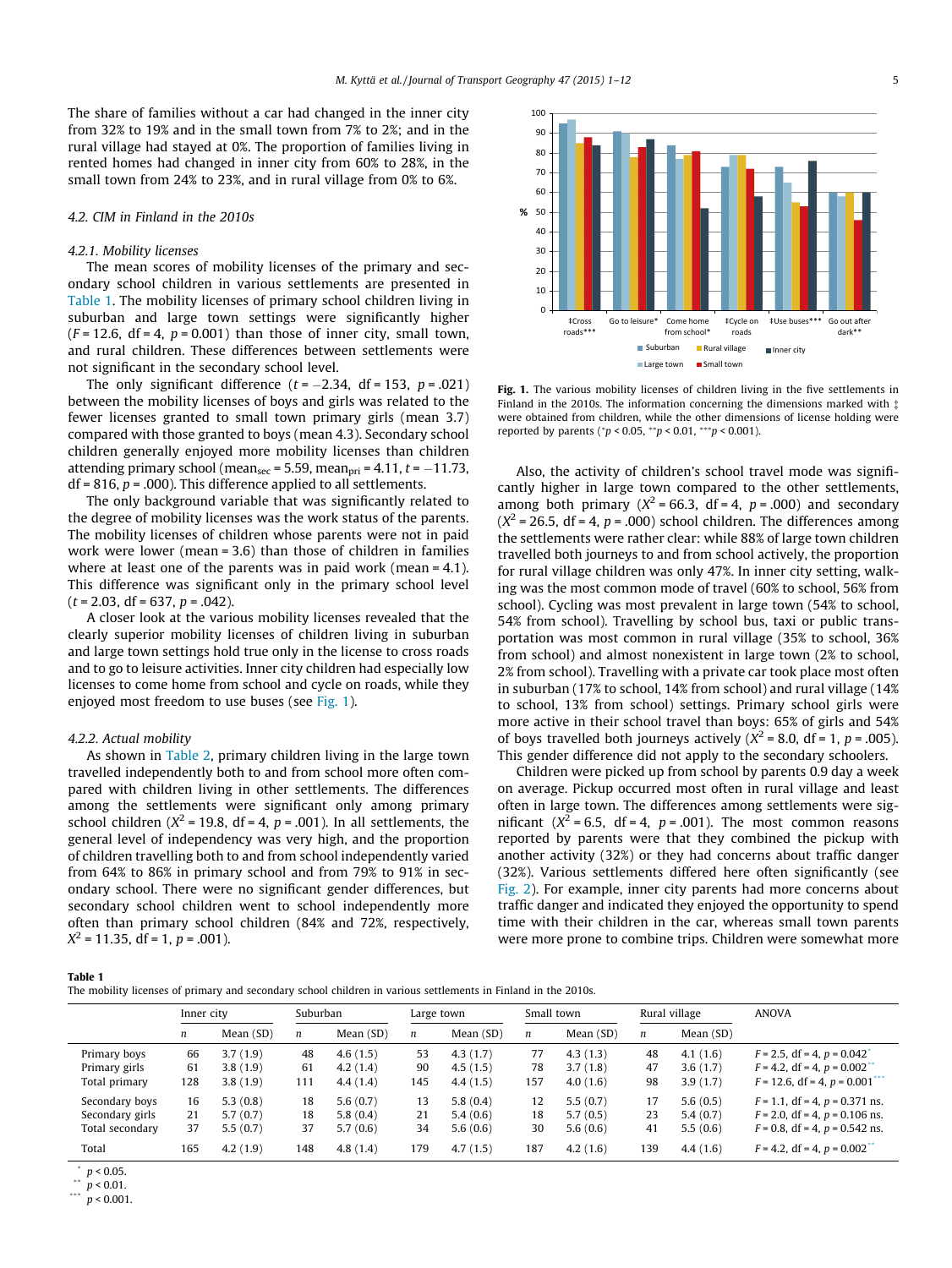The share of families without a car had changed in the inner city from 32% to 19% and in the small town from 7% to 2%; and in the rural village had stayed at 0%. The proportion of families living in rented homes had changed in inner city from 60% to 28%, in the small town from 24% to 23%, and in rural village from 0% to 6%.

### 4.2. CIM in Finland in the 2010s

#### 4.2.1. Mobility licenses

The mean scores of mobility licenses of the primary and secondary school children in various settlements are presented in Table 1. The mobility licenses of primary school children living in suburban and large town settings were significantly higher ($F = 12.6$, df = 4, $p = 0.001$) than those of inner city, small town, and rural children. These differences between settlements were not significant in the secondary school level.

The only significant difference ($t = -2.34$, df = 153, $p = .021$) between the mobility licenses of boys and girls was related to the fewer licenses granted to small town primary girls (mean 3.7) compared with those granted to boys (mean 4.3). Secondary school children generally enjoyed more mobility licenses than children attending primary school ($\text{mean}_{sec} = 5.59$, $\text{mean}_{pri} = 4.11$, $t = -11.73$, df = 816, $p = .000$). This difference applied to all settlements.

The only background variable that was significantly related to the degree of mobility licenses was the work status of the parents. The mobility licenses of children whose parents were not in paid work were lower (mean = 3.6) than those of children in families where at least one of the parents was in paid work (mean = 4.1). This difference was significant only in the primary school level ($t = 2.03$, df = 637, $p = .042$).

A closer look at the various mobility licenses revealed that the clearly superior mobility licenses of children living in suburban and large town settings hold true only in the license to cross roads and to go to leisure activities. Inner city children had especially low licenses to come home from school and cycle on roads, while they enjoyed most freedom to use buses (see Fig. 1).

Fig. 1. The various mobility licenses of children living in the five settlements in Finland in the 2010s. The information concerning the dimensions marked with ‡ were obtained from children, while the other dimensions of license holding were reported by parents (*$p < 0.05$, **$p < 0.01$, ***$p < 0.001$).

#### 4.2.2. Actual mobility

As shown in Table 2, primary children living in the large town travelled independently both to and from school more often compared with children living in other settlements. The differences among the settlements were significant only among primary school children ($X^2 = 19.8$, df = 4, $p = .001$). In all settlements, the general level of independency was very high, and the proportion of children travelling both to and from school independently varied from 64% to 86% in primary school and from 79% to 91% in secondary school. There were no significant gender differences, but secondary school children went to school independently more often than primary school children (84% and 72%, respectively, $X^2 = 11.35$, df = 1, $p = .001$).

Also, the activity of children's school travel mode was significantly higher in large town compared to the other settlements, among both primary ($X^2 = 66.3$, df = 4, $p = .000$) and secondary ($X^2 = 26.5$, df = 4, $p = .000$) school children. The differences among the settlements were rather clear: while 88% of large town children travelled both journeys to and from school actively, the proportion for rural village children was only 47%. In inner city setting, walking was the most common mode of travel (60% to school, 56% from school). Cycling was most prevalent in large town (54% to school, 54% from school). Travelling by school bus, taxi or public transportation was most common in rural village (35% to school, 36% from school) and almost nonexistent in large town (2% to school, 2% from school). Travelling with a private car took place most often in suburban (17% to school, 14% from school) and rural village (14% to school, 13% from school) settings. Primary school girls were more active in their school travel than boys: 65% of girls and 54% of boys travelled both journeys actively ($X^2 = 8.0$, df = 1, $p = .005$). This gender difference did not apply to the secondary schoolers.

Children were picked up from school by parents 0.9 day a week on average. Pickup occurred most often in rural village and least often in large town. The differences among settlements were significant ($X^2 = 6.5$, df = 4, $p = .001$). The most common reasons reported by parents were that they combined the pickup with another activity (32%) or they had concerns about traffic danger (32%). Various settlements differed here often significantly (see Fig. 2). For example, inner city parents had more concerns about traffic danger and indicated they enjoyed the opportunity to spend time with their children in the car, whereas small town parents were more prone to combine trips. Children were somewhat more

**Table 1**
The mobility licenses of primary and secondary school children in various settlements in Finland in the 2010s.

| | Inner city | | Suburban | | Large town | | Small town | | Rural village | | ANOVA |
|---|---|---|---|---|---|---|---|---|---|---|---|
| | *n* | Mean (SD) | *n* | Mean (SD) | *n* | Mean (SD) | *n* | Mean (SD) | *n* | Mean (SD) | |
| Primary boys | 66 | 3.7 (1.9) | 48 | 4.6 (1.5) | 53 | 4.3 (1.7) | 77 | 4.3 (1.3) | 48 | 4.1 (1.6) | $F = 2.5$, df = 4, $p = 0.042$* |
| Primary girls | 61 | 3.8 (1.9) | 61 | 4.2 (1.4) | 90 | 4.5 (1.5) | 78 | 3.7 (1.8) | 47 | 3.6 (1.7) | $F = 4.2$, df = 4, $p = 0.002$** |
| Total primary | 128 | 3.8 (1.9) | 111 | 4.4 (1.4) | 145 | 4.4 (1.5) | 157 | 4.0 (1.6) | 98 | 3.9 (1.7) | $F = 12.6$, df = 4, $p = 0.001$*** |
| Secondary boys | 16 | 5.3 (0.8) | 18 | 5.6 (0.7) | 13 | 5.8 (0.4) | 12 | 5.5 (0.7) | 17 | 5.6 (0.5) | $F = 1.1$, df = 4, $p = 0.371$ ns. |
| Secondary girls | 21 | 5.7 (0.7) | 18 | 5.8 (0.4) | 21 | 5.4 (0.6) | 18 | 5.7 (0.5) | 23 | 5.4 (0.7) | $F = 2.0$, df = 4, $p = 0.106$ ns. |
| Total secondary | 37 | 5.5 (0.7) | 37 | 5.7 (0.6) | 34 | 5.6 (0.6) | 30 | 5.6 (0.6) | 41 | 5.5 (0.6) | $F = 0.8$, df = 4, $p = 0.542$ ns. |
| Total | 165 | 4.2 (1.9) | 148 | 4.8 (1.4) | 179 | 4.7 (1.5) | 187 | 4.2 (1.6) | 139 | 4.4 (1.6) | $F = 4.2$, df = 4, $p = 0.002$** |

\* $p < 0.05$.
\*\* $p < 0.01$.
\*\*\* $p < 0.001$.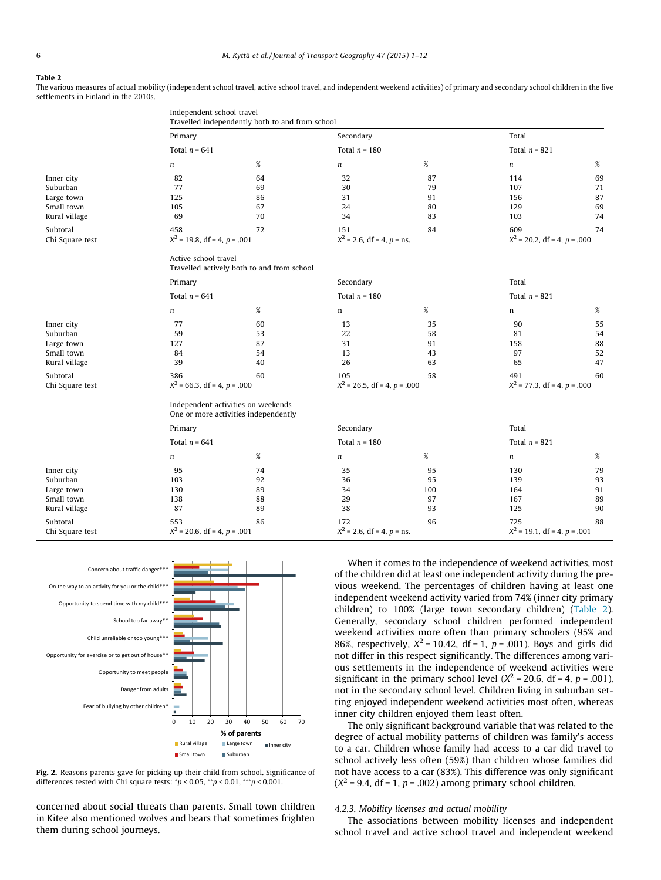**Table 2**
The various measures of actual mobility (independent school travel, active school travel, and independent weekend activities) of primary and secondary school children in the five settlements in Finland in the 2010s.

| | Independent school travel<br>Travelled independently both to and from school | | | | | |
|---|---|---|---|---|---|---|
| | Primary | | Secondary | | Total | |
| | Total $n$ = 641 | | Total $n$ = 180 | | Total $n$ = 821 | |
| | $n$ | % | $n$ | % | $n$ | % |
| Inner city | 82 | 64 | 32 | 87 | 114 | 69 |
| Suburban | 77 | 69 | 30 | 79 | 107 | 71 |
| Large town | 125 | 86 | 31 | 91 | 156 | 87 |
| Small town | 105 | 67 | 24 | 80 | 129 | 69 |
| Rural village | 69 | 70 | 34 | 83 | 103 | 74 |
| Subtotal | 458 | 72 | 151 | 84 | 609 | 74 |
| Chi Square test | $X^2$ = 19.8, df = 4, $p$ = .001 | | $X^2$ = 2.6, df = 4, $p$ = ns. | | $X^2$ = 20.2, df = 4, $p$ = .000 | |
| | **Active school travel<br>Travelled actively both to and from school** | | | | | |
| | Primary | | Secondary | | Total | |
| | Total $n$ = 641 | | Total $n$ = 180 | | Total $n$ = 821 | |
| | $n$ | % | n | % | n | % |
| Inner city | 77 | 60 | 13 | 35 | 90 | 55 |
| Suburban | 59 | 53 | 22 | 58 | 81 | 54 |
| Large town | 127 | 87 | 31 | 91 | 158 | 88 |
| Small town | 84 | 54 | 13 | 43 | 97 | 52 |
| Rural village | 39 | 40 | 26 | 63 | 65 | 47 |
| Subtotal | 386 | 60 | 105 | 58 | 491 | 60 |
| Chi Square test | $X^2$ = 66.3, df = 4, $p$ = .000 | | $X^2$ = 26.5, df = 4, $p$ = .000 | | $X^2$ = 77.3, df = 4, $p$ = .000 | |
| | **Independent activities on weekends<br>One or more activities independently** | | | | | |
| | Primary | | Secondary | | Total | |
| | Total $n$ = 641 | | Total $n$ = 180 | | Total $n$ = 821 | |
| | $n$ | % | $n$ | % | $n$ | % |
| Inner city | 95 | 74 | 35 | 95 | 130 | 79 |
| Suburban | 103 | 92 | 36 | 95 | 139 | 93 |
| Large town | 130 | 89 | 34 | 100 | 164 | 91 |
| Small town | 138 | 88 | 29 | 97 | 167 | 89 |
| Rural village | 87 | 89 | 38 | 93 | 125 | 90 |
| Subtotal | 553 | 86 | 172 | 96 | 725 | 88 |
| Chi Square test | $X^2$ = 20.6, df = 4, $p$ = .001 | | $X^2$ = 2.6, df = 4, $p$ = ns. | | $X^2$ = 19.1, df = 4, $p$ = .001 | |

**Fig. 2.** Reasons parents gave for picking up their child from school. Significance of differences tested with Chi square tests: $^{*}p < 0.05$, $^{**}p < 0.01$, $^{***}p < 0.001$.

concerned about social threats than parents. Small town children in Kitee also mentioned wolves and bears that sometimes frighten them during school journeys.

When it comes to the independence of weekend activities, most of the children did at least one independent activity during the previous weekend. The percentages of children having at least one independent weekend activity varied from 74% (inner city primary children) to 100% (large town secondary children) (Table 2). Generally, secondary school children performed independent weekend activities more often than primary schoolers (95% and 86%, respectively, $X^2$ = 10.42, df = 1, $p$ = .001). Boys and girls did not differ in this respect significantly. The differences among various settlements in the independence of weekend activities were significant in the primary school level ($X^2$ = 20.6, df = 4, $p$ = .001), not in the secondary school level. Children living in suburban setting enjoyed independent weekend activities most often, whereas inner city children enjoyed them least often.

The only significant background variable that was related to the degree of actual mobility patterns of children was family's access to a car. Children whose family had access to a car did travel to school actively less often (59%) than children whose families did not have access to a car (83%). This difference was only significant ($X^2$ = 9.4, df = 1, $p$ = .002) among primary school children.

### 4.2.3. Mobility licenses and actual mobility

The associations between mobility licenses and independent school travel and active school travel and independent weekend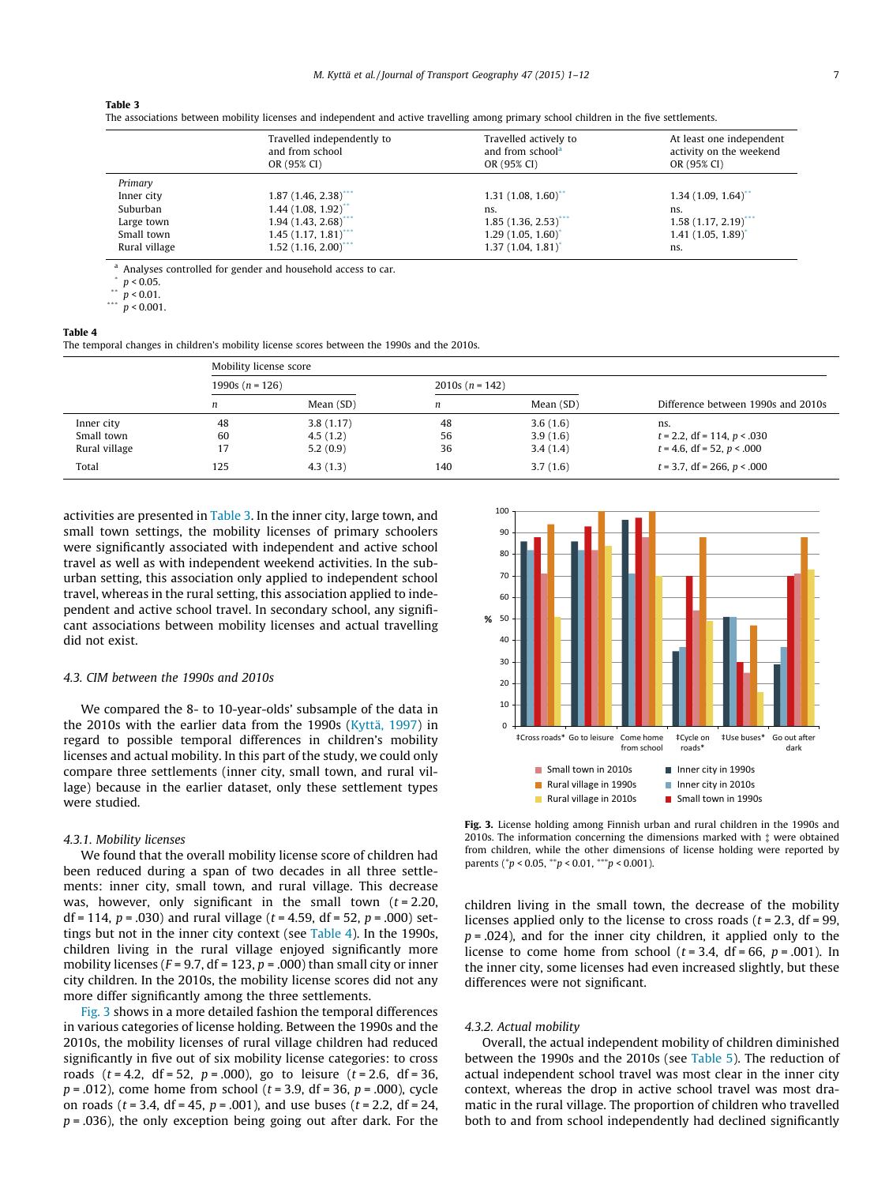**Table 3**
The associations between mobility licenses and independent and active travelling among primary school children in the five settlements.

| | Travelled independently to and from school OR (95% CI) | Travelled actively to and from school[a] OR (95% CI) | At least one independent activity on the weekend OR (95% CI) |
|---|---|---|---|
| *Primary* | | | |
| Inner city | 1.87 (1.46, 2.38)*** | 1.31 (1.08, 1.60)** | 1.34 (1.09, 1.64)** |
| Suburban | 1.44 (1.08, 1.92)** | ns. | ns. |
| Large town | 1.94 (1.43, 2.68)*** | 1.85 (1.36, 2.53)*** | 1.58 (1.17, 2.19)*** |
| Small town | 1.45 (1.17, 1.81)*** | 1.29 (1.05, 1.60)* | 1.41 (1.05, 1.89)* |
| Rural village | 1.52 (1.16, 2.00)*** | 1.37 (1.04, 1.81)* | ns. |

[a] Analyses controlled for gender and household access to car.
* $p < 0.05$.
** $p < 0.01$.
*** $p < 0.001$.

**Table 4**
The temporal changes in children's mobility license scores between the 1990s and the 2010s.

| | Mobility license score | | | | |
|---|---|---|---|---|---|
| | 1990s ($n$ = 126) | | 2010s ($n$ = 142) | | |
| | $n$ | Mean (SD) | $n$ | Mean (SD) | Difference between 1990s and 2010s |
| Inner city | 48 | 3.8 (1.17) | 48 | 3.6 (1.6) | ns. |
| Small town | 60 | 4.5 (1.2) | 56 | 3.9 (1.6) | $t$ = 2.2, df = 114, $p$ < .030 |
| Rural village | 17 | 5.2 (0.9) | 36 | 3.4 (1.4) | $t$ = 4.6, df = 52, $p$ < .000 |
| Total | 125 | 4.3 (1.3) | 140 | 3.7 (1.6) | $t$ = 3.7, df = 266, $p$ < .000 |

activities are presented in Table 3. In the inner city, large town, and small town settings, the mobility licenses of primary schoolers were significantly associated with independent and active school travel as well as with independent weekend activities. In the suburban setting, this association only applied to independent school travel, whereas in the rural setting, this association applied to independent and active school travel. In secondary school, any significant associations between mobility licenses and actual travelling did not exist.

### 4.3. CIM between the 1990s and 2010s

We compared the 8- to 10-year-olds' subsample of the data in the 2010s with the earlier data from the 1990s (Kyttä, 1997) in regard to possible temporal differences in children's mobility licenses and actual mobility. In this part of the study, we could only compare three settlements (inner city, small town, and rural village) because in the earlier dataset, only these settlement types were studied.

#### 4.3.1. Mobility licenses

We found that the overall mobility license score of children had been reduced during a span of two decades in all three settlements: inner city, small town, and rural village. This decrease was, however, only significant in the small town ($t$ = 2.20, df = 114, $p$ = .030) and rural village ($t$ = 4.59, df = 52, $p$ = .000) settings but not in the inner city context (see Table 4). In the 1990s, children living in the rural village enjoyed significantly more mobility licenses ($F$ = 9.7, df = 123, $p$ = .000) than small city or inner city children. In the 2010s, the mobility license scores did not any more differ significantly among the three settlements.

Fig. 3 shows in a more detailed fashion the temporal differences in various categories of license holding. Between the 1990s and the 2010s, the mobility licenses of rural village children had reduced significantly in five out of six mobility license categories: to cross roads ($t$ = 4.2, df = 52, $p$ = .000), go to leisure ($t$ = 2.6, df = 36, $p$ = .012), come home from school ($t$ = 3.9, df = 36, $p$ = .000), cycle on roads ($t$ = 3.4, df = 45, $p$ = .001), and use buses ($t$ = 2.2, df = 24, $p$ = .036), the only exception being going out after dark. For the children living in the small town, the decrease of the mobility licenses applied only to the license to cross roads ($t$ = 2.3, df = 99, $p$ = .024), and for the inner city children, it applied only to the license to come home from school ($t$ = 3.4, df = 66, $p$ = .001). In the inner city, some licenses had even increased slightly, but these differences were not significant.

**Fig. 3.** License holding among Finnish urban and rural children in the 1990s and 2010s. The information concerning the dimensions marked with ‡ were obtained from children, while the other dimensions of license holding were reported by parents (*$p$ < 0.05, **$p$ < 0.01, ***$p$ < 0.001).

#### 4.3.2. Actual mobility

Overall, the actual independent mobility of children diminished between the 1990s and the 2010s (see Table 5). The reduction of actual independent school travel was most clear in the inner city context, whereas the drop in active school travel was most dramatic in the rural village. The proportion of children who travelled both to and from school independently had declined significantly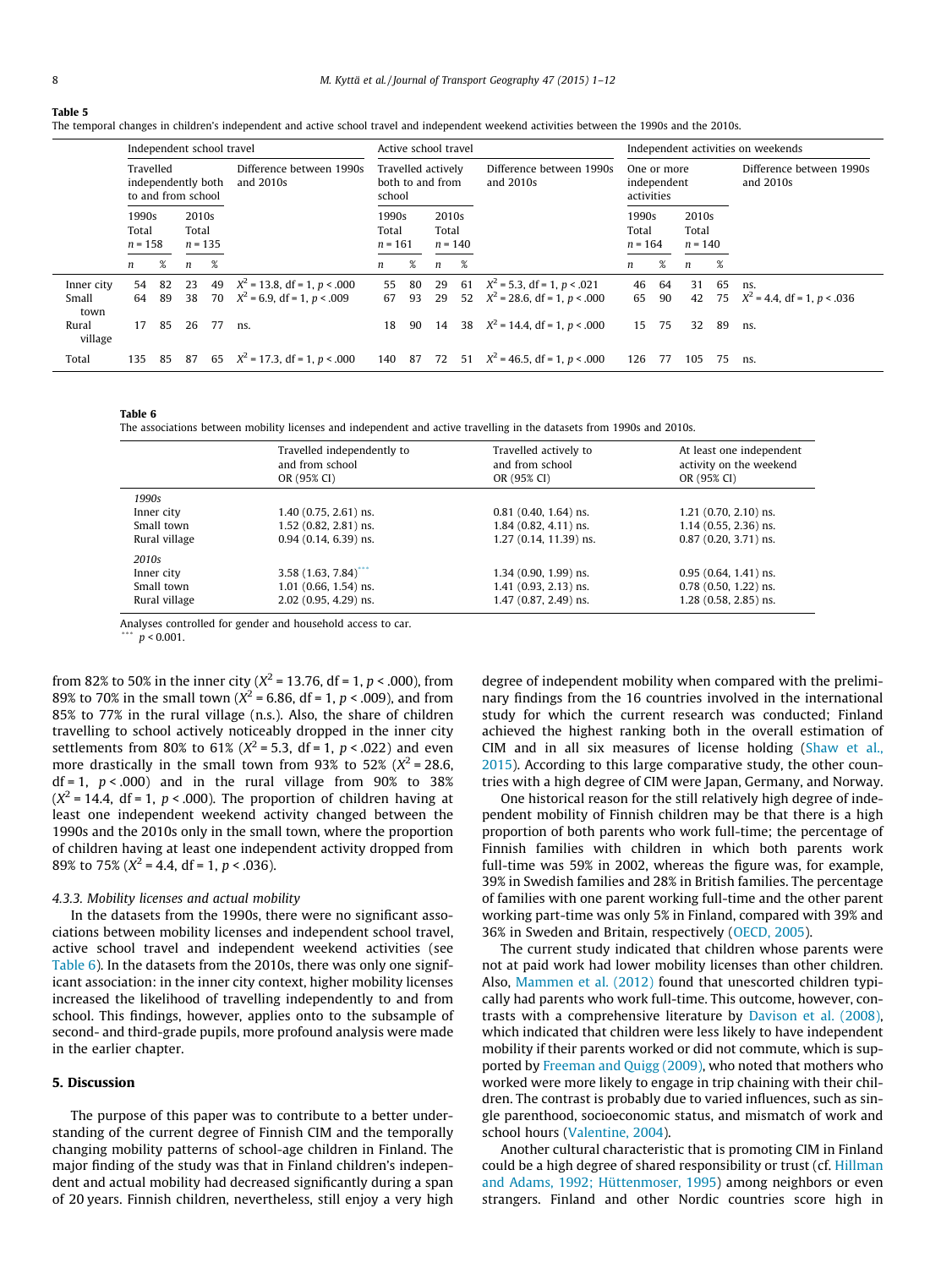**Table 5**
The temporal changes in children's independent and active school travel and independent weekend activities between the 1990s and the 2010s.

| | Independent school travel | | | | | Active school travel | | | | | Independent activities on weekends | | | | |
|---|---|---|---|---|---|---|---|---|---|---|---|---|---|---|---|
| | Travelled independently both to and from school | | | | Difference between 1990s and 2010s | Travelled actively both to and from school | | | | Difference between 1990s and 2010s | One or more independent activities | | | | Difference between 1990s and 2010s |
| | 1990s Total $n = 158$ | | 2010s Total $n = 135$ | | | 1990s Total $n = 161$ | | 2010s Total $n = 140$ | | | 1990s Total $n = 164$ | | 2010s Total $n = 140$ | | |
| | $n$ | % | $n$ | % | | $n$ | % | $n$ | % | | $n$ | % | $n$ | % | |
| Inner city | 54 | 82 | 23 | 49 | $X^2 = 13.8$, df = 1, $p < .000$ | 55 | 80 | 29 | 61 | $X^2 = 5.3$, df = 1, $p < .021$ | 46 | 64 | 31 | 65 | ns. |
| Small town | 64 | 89 | 38 | 70 | $X^2 = 6.9$, df = 1, $p < .009$ | 67 | 93 | 29 | 52 | $X^2 = 28.6$, df = 1, $p < .000$ | 65 | 90 | 42 | 75 | $X^2 = 4.4$, df = 1, $p < .036$ |
| Rural village | 17 | 85 | 26 | 77 | ns. | 18 | 90 | 14 | 38 | $X^2 = 14.4$, df = 1, $p < .000$ | 15 | 75 | 32 | 89 | ns. |
| Total | 135 | 85 | 87 | 65 | $X^2 = 17.3$, df = 1, $p < .000$ | 140 | 87 | 72 | 51 | $X^2 = 46.5$, df = 1, $p < .000$ | 126 | 77 | 105 | 75 | ns. |

**Table 6**
The associations between mobility licenses and independent and active travelling in the datasets from 1990s and 2010s.

| | Travelled independently to and from school OR (95% CI) | Travelled actively to and from school OR (95% CI) | At least one independent activity on the weekend OR (95% CI) |
|---|---|---|---|
| *1990s* | | | |
| Inner city | 1.40 (0.75, 2.61) ns. | 0.81 (0.40, 1.64) ns. | 1.21 (0.70, 2.10) ns. |
| Small town | 1.52 (0.82, 2.81) ns. | 1.84 (0.82, 4.11) ns. | 1.14 (0.55, 2.36) ns. |
| Rural village | 0.94 (0.14, 6.39) ns. | 1.27 (0.14, 11.39) ns. | 0.87 (0.20, 3.71) ns. |
| *2010s* | | | |
| Inner city | 3.58 (1.63, 7.84)*** | 1.34 (0.90, 1.99) ns. | 0.95 (0.64, 1.41) ns. |
| Small town | 1.01 (0.66, 1.54) ns. | 1.41 (0.93, 2.13) ns. | 0.78 (0.50, 1.22) ns. |
| Rural village | 2.02 (0.95, 4.29) ns. | 1.47 (0.87, 2.49) ns. | 1.28 (0.58, 2.85) ns. |

Analyses controlled for gender and household access to car.
*** $p < 0.001$.

from 82% to 50% in the inner city ($X^2 = 13.76$, df = 1, $p < .000$), from 89% to 70% in the small town ($X^2 = 6.86$, df = 1, $p < .009$), and from 85% to 77% in the rural village (n.s.). Also, the share of children travelling to school actively noticeably dropped in the inner city settlements from 80% to 61% ($X^2 = 5.3$, df = 1, $p < .022$) and even more drastically in the small town from 93% to 52% ($X^2 = 28.6$, df = 1, $p < .000$) and in the rural village from 90% to 38% ($X^2 = 14.4$, df = 1, $p < .000$). The proportion of children having at least one independent weekend activity changed between the 1990s and the 2010s only in the small town, where the proportion of children having at least one independent activity dropped from 89% to 75% ($X^2 = 4.4$, df = 1, $p < .036$).

#### 4.3.3. Mobility licenses and actual mobility

In the datasets from the 1990s, there were no significant associations between mobility licenses and independent school travel, active school travel and independent weekend activities (see Table 6). In the datasets from the 2010s, there was only one significant association: in the inner city context, higher mobility licenses increased the likelihood of travelling independently to and from school. This findings, however, applies onto to the subsample of second- and third-grade pupils, more profound analysis were made in the earlier chapter.

## 5. Discussion

The purpose of this paper was to contribute to a better understanding of the current degree of Finnish CIM and the temporally changing mobility patterns of school-age children in Finland. The major finding of the study was that in Finland children's independent and actual mobility had decreased significantly during a span of 20 years. Finnish children, nevertheless, still enjoy a very high degree of independent mobility when compared with the preliminary findings from the 16 countries involved in the international study for which the current research was conducted; Finland achieved the highest ranking both in the overall estimation of CIM and in all six measures of license holding (Shaw et al., 2015). According to this large comparative study, the other countries with a high degree of CIM were Japan, Germany, and Norway.

One historical reason for the still relatively high degree of independent mobility of Finnish children may be that there is a high proportion of both parents who work full-time; the percentage of Finnish families with children in which both parents work full-time was 59% in 2002, whereas the figure was, for example, 39% in Swedish families and 28% in British families. The percentage of families with one parent working full-time and the other parent working part-time was only 5% in Finland, compared with 39% and 36% in Sweden and Britain, respectively (OECD, 2005).

The current study indicated that children whose parents were not at paid work had lower mobility licenses than other children. Also, Mammen et al. (2012) found that unescorted children typically had parents who work full-time. This outcome, however, contrasts with a comprehensive literature by Davison et al. (2008), which indicated that children were less likely to have independent mobility if their parents worked or did not commute, which is supported by Freeman and Quigg (2009), who noted that mothers who worked were more likely to engage in trip chaining with their children. The contrast is probably due to varied influences, such as single parenthood, socioeconomic status, and mismatch of work and school hours (Valentine, 2004).

Another cultural characteristic that is promoting CIM in Finland could be a high degree of shared responsibility or trust (cf. Hillman and Adams, 1992; Hüttenmoser, 1995) among neighbors or even strangers. Finland and other Nordic countries score high in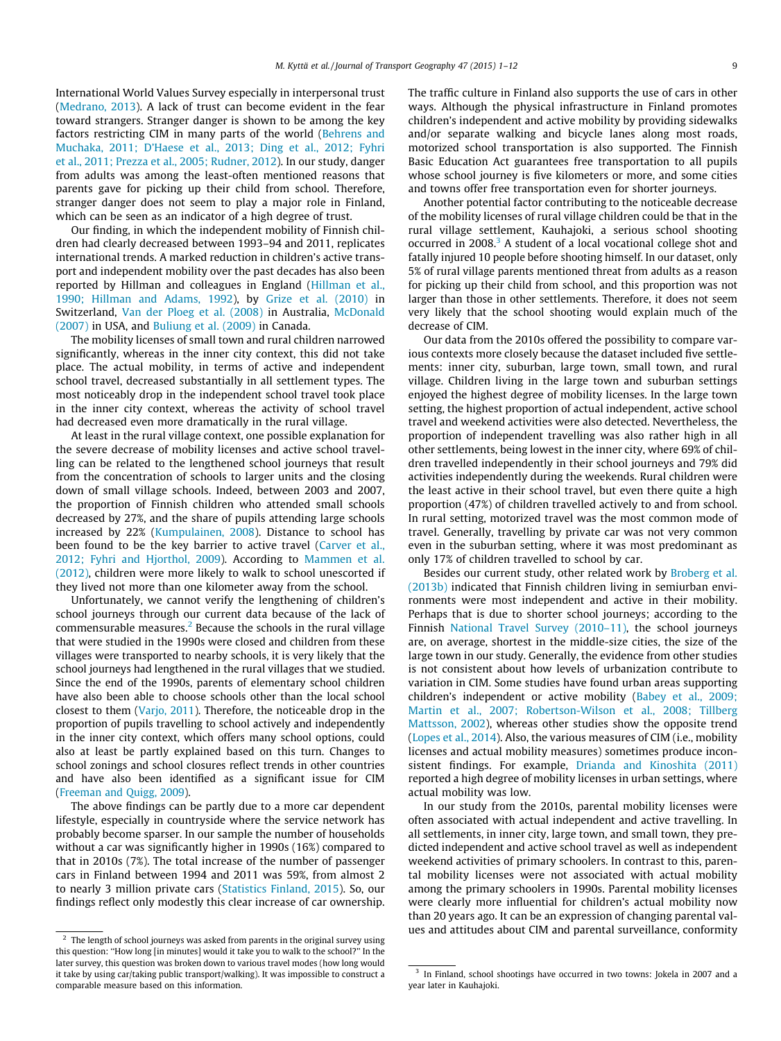International World Values Survey especially in interpersonal trust (Medrano, 2013). A lack of trust can become evident in the fear toward strangers. Stranger danger is shown to be among the key factors restricting CIM in many parts of the world (Behrens and Muchaka, 2011; D'Haese et al., 2013; Ding et al., 2012; Fyhri et al., 2011; Prezza et al., 2005; Rudner, 2012). In our study, danger from adults was among the least-often mentioned reasons that parents gave for picking up their child from school. Therefore, stranger danger does not seem to play a major role in Finland, which can be seen as an indicator of a high degree of trust.

Our finding, in which the independent mobility of Finnish children had clearly decreased between 1993–94 and 2011, replicates international trends. A marked reduction in children's active transport and independent mobility over the past decades has also been reported by Hillman and colleagues in England (Hillman et al., 1990; Hillman and Adams, 1992), by Grize et al. (2010) in Switzerland, Van der Ploeg et al. (2008) in Australia, McDonald (2007) in USA, and Buliung et al. (2009) in Canada.

The mobility licenses of small town and rural children narrowed significantly, whereas in the inner city context, this did not take place. The actual mobility, in terms of active and independent school travel, decreased substantially in all settlement types. The most noticeably drop in the independent school travel took place in the inner city context, whereas the activity of school travel had decreased even more dramatically in the rural village.

At least in the rural village context, one possible explanation for the severe decrease of mobility licenses and active school travelling can be related to the lengthened school journeys that result from the concentration of schools to larger units and the closing down of small village schools. Indeed, between 2003 and 2007, the proportion of Finnish children who attended small schools decreased by 27%, and the share of pupils attending large schools increased by 22% (Kumpulainen, 2008). Distance to school has been found to be the key barrier to active travel (Carver et al., 2012; Fyhri and Hjorthol, 2009). According to Mammen et al. (2012), children were more likely to walk to school unescorted if they lived not more than one kilometer away from the school.

Unfortunately, we cannot verify the lengthening of children's school journeys through our current data because of the lack of commensurable measures.[2] Because the schools in the rural village that were studied in the 1990s were closed and children from these villages were transported to nearby schools, it is very likely that the school journeys had lengthened in the rural villages that we studied. Since the end of the 1990s, parents of elementary school children have also been able to choose schools other than the local school closest to them (Varjo, 2011). Therefore, the noticeable drop in the proportion of pupils travelling to school actively and independently in the inner city context, which offers many school options, could also at least be partly explained based on this turn. Changes to school zonings and school closures reflect trends in other countries and have also been identified as a significant issue for CIM (Freeman and Quigg, 2009).

The above findings can be partly due to a more car dependent lifestyle, especially in countryside where the service network has probably become sparser. In our sample the number of households without a car was significantly higher in 1990s (16%) compared to that in 2010s (7%). The total increase of the number of passenger cars in Finland between 1994 and 2011 was 59%, from almost 2 to nearly 3 million private cars (Statistics Finland, 2015). So, our findings reflect only modestly this clear increase of car ownership. The traffic culture in Finland also supports the use of cars in other ways. Although the physical infrastructure in Finland promotes children's independent and active mobility by providing sidewalks and/or separate walking and bicycle lanes along most roads, motorized school transportation is also supported. The Finnish Basic Education Act guarantees free transportation to all pupils whose school journey is five kilometers or more, and some cities and towns offer free transportation even for shorter journeys.

Another potential factor contributing to the noticeable decrease of the mobility licenses of rural village children could be that in the rural village settlement, Kauhajoki, a serious school shooting occurred in 2008.[3] A student of a local vocational college shot and fatally injured 10 people before shooting himself. In our dataset, only 5% of rural village parents mentioned threat from adults as a reason for picking up their child from school, and this proportion was not larger than those in other settlements. Therefore, it does not seem very likely that the school shooting would explain much of the decrease of CIM.

Our data from the 2010s offered the possibility to compare various contexts more closely because the dataset included five settlements: inner city, suburban, large town, small town, and rural village. Children living in the large town and suburban settings enjoyed the highest degree of mobility licenses. In the large town setting, the highest proportion of actual independent, active school travel and weekend activities were also detected. Nevertheless, the proportion of independent travelling was also rather high in all other settlements, being lowest in the inner city, where 69% of children travelled independently in their school journeys and 79% did activities independently during the weekends. Rural children were the least active in their school travel, but even there quite a high proportion (47%) of children travelled actively to and from school. In rural setting, motorized travel was the most common mode of travel. Generally, travelling by private car was not very common even in the suburban setting, where it was most predominant as only 17% of children travelled to school by car.

Besides our current study, other related work by Broberg et al. (2013b) indicated that Finnish children living in semiurban environments were most independent and active in their mobility. Perhaps that is due to shorter school journeys; according to the Finnish National Travel Survey (2010–11), the school journeys are, on average, shortest in the middle-size cities, the size of the large town in our study. Generally, the evidence from other studies is not consistent about how levels of urbanization contribute to variation in CIM. Some studies have found urban areas supporting children's independent or active mobility (Babey et al., 2009; Martin et al., 2007; Robertson-Wilson et al., 2008; Tillberg Mattsson, 2002), whereas other studies show the opposite trend (Lopes et al., 2014). Also, the various measures of CIM (i.e., mobility licenses and actual mobility measures) sometimes produce inconsistent findings. For example, Drianda and Kinoshita (2011) reported a high degree of mobility licenses in urban settings, where actual mobility was low.

In our study from the 2010s, parental mobility licenses were often associated with actual independent and active travelling. In all settlements, in inner city, large town, and small town, they predicted independent and active school travel as well as independent weekend activities of primary schoolers. In contrast to this, parental mobility licenses were not associated with actual mobility among the primary schoolers in 1990s. Parental mobility licenses were clearly more influential for children's actual mobility now than 20 years ago. It can be an expression of changing parental values and attitudes about CIM and parental surveillance, conformity

[2] The length of school journeys was asked from parents in the original survey using this question: "How long [in minutes] would it take you to walk to the school?" In the later survey, this question was broken down to various travel modes (how long would it take by using car/taking public transport/walking). It was impossible to construct a comparable measure based on this information.

[3] In Finland, school shootings have occurred in two towns: Jokela in 2007 and a year later in Kauhajoki.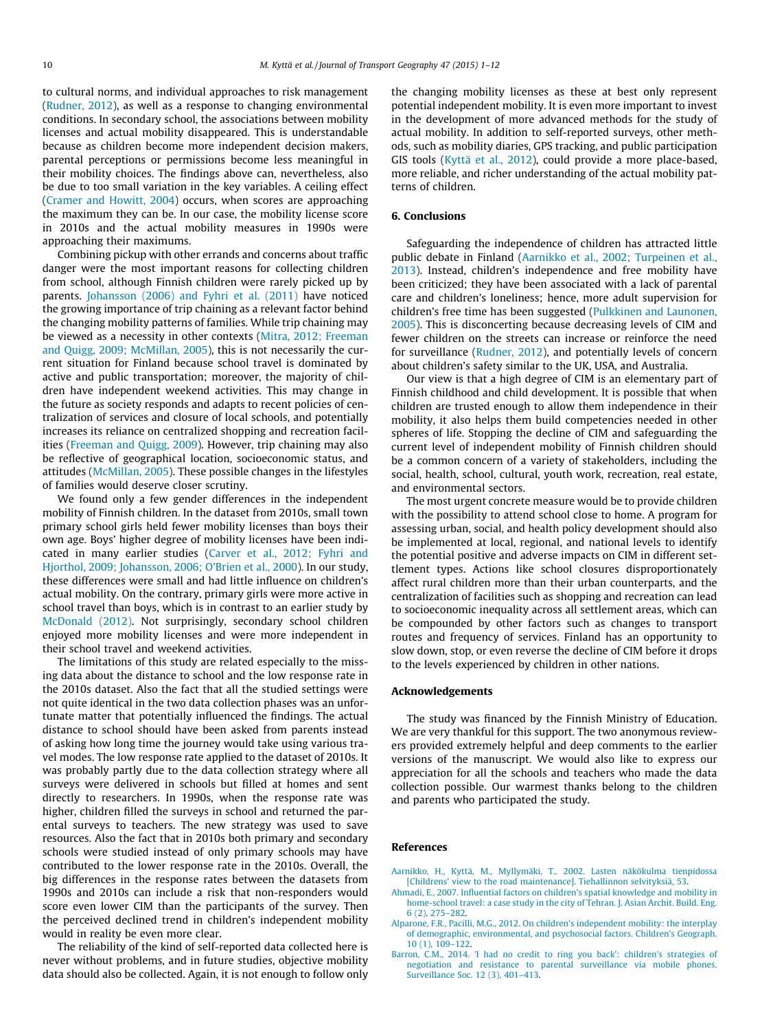to cultural norms, and individual approaches to risk management (Rudner, 2012), as well as a response to changing environmental conditions. In secondary school, the associations between mobility licenses and actual mobility disappeared. This is understandable because as children become more independent decision makers, parental perceptions or permissions become less meaningful in their mobility choices. The findings above can, nevertheless, also be due to too small variation in the key variables. A ceiling effect (Cramer and Howitt, 2004) occurs, when scores are approaching the maximum they can be. In our case, the mobility license score in 2010s and the actual mobility measures in 1990s were approaching their maximums.

Combining pickup with other errands and concerns about traffic danger were the most important reasons for collecting children from school, although Finnish children were rarely picked up by parents. Johansson (2006) and Fyhri et al. (2011) have noticed the growing importance of trip chaining as a relevant factor behind the changing mobility patterns of families. While trip chaining may be viewed as a necessity in other contexts (Mitra, 2012; Freeman and Quigg, 2009; McMillan, 2005), this is not necessarily the current situation for Finland because school travel is dominated by active and public transportation; moreover, the majority of children have independent weekend activities. This may change in the future as society responds and adapts to recent policies of centralization of services and closure of local schools, and potentially increases its reliance on centralized shopping and recreation facilities (Freeman and Quigg, 2009). However, trip chaining may also be reflective of geographical location, socioeconomic status, and attitudes (McMillan, 2005). These possible changes in the lifestyles of families would deserve closer scrutiny.

We found only a few gender differences in the independent mobility of Finnish children. In the dataset from 2010s, small town primary school girls held fewer mobility licenses than boys their own age. Boys' higher degree of mobility licenses have been indicated in many earlier studies (Carver et al., 2012; Fyhri and Hjorthol, 2009; Johansson, 2006; O'Brien et al., 2000). In our study, these differences were small and had little influence on children's actual mobility. On the contrary, primary girls were more active in school travel than boys, which is in contrast to an earlier study by McDonald (2012). Not surprisingly, secondary school children enjoyed more mobility licenses and were more independent in their school travel and weekend activities.

The limitations of this study are related especially to the missing data about the distance to school and the low response rate in the 2010s dataset. Also the fact that all the studied settings were not quite identical in the two data collection phases was an unfortunate matter that potentially influenced the findings. The actual distance to school should have been asked from parents instead of asking how long time the journey would take using various travel modes. The low response rate applied to the dataset of 2010s. It was probably partly due to the data collection strategy where all surveys were delivered in schools but filled at homes and sent directly to researchers. In 1990s, when the response rate was higher, children filled the surveys in school and returned the parental surveys to teachers. The new strategy was used to save resources. Also the fact that in 2010s both primary and secondary schools were studied instead of only primary schools may have contributed to the lower response rate in the 2010s. Overall, the big differences in the response rates between the datasets from 1990s and 2010s can include a risk that non-responders would score even lower CIM than the participants of the survey. Then the perceived declined trend in children's independent mobility would in reality be even more clear.

The reliability of the kind of self-reported data collected here is never without problems, and in future studies, objective mobility data should also be collected. Again, it is not enough to follow only the changing mobility licenses as these at best only represent potential independent mobility. It is even more important to invest in the development of more advanced methods for the study of actual mobility. In addition to self-reported surveys, other methods, such as mobility diaries, GPS tracking, and public participation GIS tools (Kyttä et al., 2012), could provide a more place-based, more reliable, and richer understanding of the actual mobility patterns of children.

## 6. Conclusions

Safeguarding the independence of children has attracted little public debate in Finland (Aarnikko et al., 2002; Turpeinen et al., 2013). Instead, children's independence and free mobility have been criticized; they have been associated with a lack of parental care and children's loneliness; hence, more adult supervision for children's free time has been suggested (Pulkkinen and Launonen, 2005). This is disconcerting because decreasing levels of CIM and fewer children on the streets can increase or reinforce the need for surveillance (Rudner, 2012), and potentially levels of concern about children's safety similar to the UK, USA, and Australia.

Our view is that a high degree of CIM is an elementary part of Finnish childhood and child development. It is possible that when children are trusted enough to allow them independence in their mobility, it also helps them build competencies needed in other spheres of life. Stopping the decline of CIM and safeguarding the current level of independent mobility of Finnish children should be a common concern of a variety of stakeholders, including the social, health, school, cultural, youth work, recreation, real estate, and environmental sectors.

The most urgent concrete measure would be to provide children with the possibility to attend school close to home. A program for assessing urban, social, and health policy development should also be implemented at local, regional, and national levels to identify the potential positive and adverse impacts on CIM in different settlement types. Actions like school closures disproportionately affect rural children more than their urban counterparts, and the centralization of facilities such as shopping and recreation can lead to socioeconomic inequality across all settlement areas, which can be compounded by other factors such as changes to transport routes and frequency of services. Finland has an opportunity to slow down, stop, or even reverse the decline of CIM before it drops to the levels experienced by children in other nations.

## Acknowledgements

The study was financed by the Finnish Ministry of Education. We are very thankful for this support. The two anonymous reviewers provided extremely helpful and deep comments to the earlier versions of the manuscript. We would also like to express our appreciation for all the schools and teachers who made the data collection possible. Our warmest thanks belong to the children and parents who participated the study.

## References

Aarnikko, H., Kyttä, M., Myllymäki, T., 2002. Lasten näkökulma tienpidossa [Childrens' view to the road maintenance]. Tiehallinnon selvityksiä, 53.

Ahmadi, E., 2007. Influential factors on children's spatial knowledge and mobility in home-school travel: a case study in the city of Tehran. J. Asian Archit. Build. Eng. 6 (2), 275–282.

Alparone, F.R., Pacilli, M.G., 2012. On children's independent mobility: the interplay of demographic, environmental, and psychosocial factors. Children's Geograph. 10 (1), 109–122.

Barron, C.M., 2014. 'I had no credit to ring you back': children's strategies of negotiation and resistance to parental surveillance via mobile phones. Surveillance Soc. 12 (3), 401–413.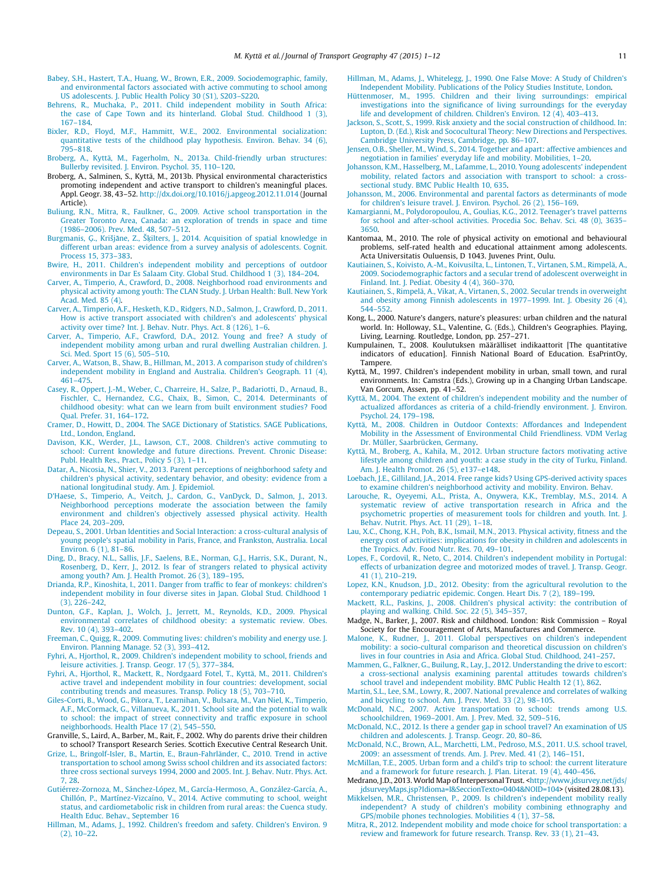Babey, S.H., Hastert, T.A., Huang, W., Brown, E.R., 2009. Sociodemographic, family, and environmental factors associated with active commuting to school among US adolescents. J. Public Health Policy 30 (S1), S203–S220.

Behrens, R., Muchaka, P., 2011. Child independent mobility in South Africa: the case of Cape Town and its hinterland. Global Stud. Childhood 1 (3), 167–184.

Bixler, R.D., Floyd, M.F., Hammitt, W.E., 2002. Environmental socialization: quantitative tests of the childhood play hypothesis. Environ. Behav. 34 (6), 795–818.

Broberg, A., Kyttä, M., Fagerholm, N., 2013a. Child-friendly urban structures: Bullerby revisited. J. Environ. Psychol. 35, 110–120.

Broberg, A., Salminen, S., Kyttä, M., 2013b. Physical environmental characteristics promoting independent and active transport to children's meaningful places. Appl. Geogr. 38, 43–52. http://dx.doi.org/10.1016/j.apgeog.2012.11.014 (Journal Article).

Buliung, R.N., Mitra, R., Faulkner, G., 2009. Active school transportation in the Greater Toronto Area, Canada: an exploration of trends in space and time (1986–2006). Prev. Med. 48, 507–512.

Burgmanis, G., Krišjāne, Z., Šķilters, J., 2014. Acquisition of spatial knowledge in different urban areas: evidence from a survey analysis of adolescents. Cognit. Process 15, 373–383.

Bwire, H., 2011. Children's independent mobility and perceptions of outdoor environments in Dar Es Salaam City. Global Stud. Childhood 1 (3), 184–204.

Carver, A., Timperio, A., Crawford, D., 2008. Neighborhood road environments and physical activity among youth: The CLAN Study. J. Urban Health: Bull. New York Acad. Med. 85 (4).

Carver, A., Timperio, A.F., Hesketh, K.D., Ridgers, N.D., Salmon, J., Crawford, D., 2011. How is active transport associated with children's and adolescents' physical activity over time? Int. J. Behav. Nutr. Phys. Act. 8 (126), 1–6.

Carver, A., Timperio, A.F., Crawford, D.A., 2012. Young and free? A study of independent mobility among urban and rural dwelling Australian children. J. Sci. Med. Sport 15 (6), 505–510.

Carver, A., Watson, B., Shaw, B., Hillman, M., 2013. A comparison study of children's independent mobility in England and Australia. Children's Geograph. 11 (4), 461–475.

Casey, R., Oppert, J.-M., Weber, C., Charreire, H., Salze, P., Badariotti, D., Arnaud, B., Fischler, C., Hernandez, C.G., Chaix, B., Simon, C., 2014. Determinants of childhood obesity: what can we learn from built environment studies? Food Qual. Prefer. 31, 164–172.

Cramer, D., Howitt, D., 2004. The SAGE Dictionary of Statistics. SAGE Publications, Ltd., London, England.

Davison, K.K., Werder, J.L., Lawson, C.T., 2008. Children's active commuting to school: Current knowledge and future directions. Prevent. Chronic Disease: Publ. Health Res., Pract., Policy 5 (3), 1–11.

Datar, A., Nicosia, N., Shier, V., 2013. Parent perceptions of neighborhood safety and children's physical activity, sedentary behavior, and obesity: evidence from a national longitudinal study. Am. J. Epidemiol.

D'Haese, S., Timperio, A., Veitch, J., Cardon, G., VanDyck, D., Salmon, J., 2013. Neighborhood perceptions moderate the association between the family environment and children's objectively assessed physical activity. Health Place 24, 203–209.

Depeau, S., 2001. Urban Identities and Social Interaction: a cross-cultural analysis of young people's spatial mobility in Paris, France, and Frankston, Australia. Local Environ. 6 (1), 81–86.

Ding, D., Bracy, N.L., Sallis, J.F., Saelens, B.E., Norman, G.J., Harris, S.K., Durant, N., Rosenberg, D., Kerr, J., 2012. Is fear of strangers related to physical activity among youth? Am. J. Health Promot. 26 (3), 189–195.

Drianda, R.P., Kinoshita, I., 2011. Danger from traffic to fear of monkeys: children's independent mobility in four diverse sites in Japan. Global Stud. Childhood 1 (3), 226–242.

Dunton, G.F., Kaplan, J., Wolch, J., Jerrett, M., Reynolds, K.D., 2009. Physical environmental correlates of childhood obesity: a systematic review. Obes. Rev. 10 (4), 393–402.

Freeman, C., Quigg, R., 2009. Commuting lives: children's mobility and energy use. J. Environ. Planning Manage. 52 (3), 393–412.

Fyhri, A., Hjorthol, R., 2009. Children's independent mobility to school, friends and leisure activities. J. Transp. Geogr. 17 (5), 377–384.

Fyhri, A., Hjorthol, R., Mackett, R., Nordgaard Fotel, T., Kyttä, M., 2011. Children's active travel and independent mobility in four countries: development, social contributing trends and measures. Transp. Policy 18 (5), 703–710.

Giles-Corti, B., Wood, G., Pikora, T., Learnihan, V., Bulsara, M., Van Niel, K., Timperio, A.F., McCormack, G., Villanueva, K., 2011. School site and the potential to walk to school: the impact of street connectivity and traffic exposure in school neighborhoods. Health Place 17 (2), 545–550.

Granville, S., Laird, A., Barber, M., Rait, F., 2002. Why do parents drive their children to school? Transport Research Series. Scottish Executive Central Research Unit.

Grize, L., Bringolf-Isler, B., Martin, E., Braun-Fahrländer, C., 2010. Trend in active transportation to school among Swiss school children and its associated factors: three cross sectional surveys 1994, 2000 and 2005. Int. J. Behav. Nutr. Phys. Act. 7, 28.

Gutiérrez-Zornoza, M., Sánchez-López, M., García-Hermoso, A., González-García, A., Chillón, P., Martínez-Vizcaíno, V., 2014. Active commuting to school, weight status, and cardiometabolic risk in children from rural areas: the Cuenca study. Health Educ. Behav., September 16

Hillman, M., Adams, J., 1992. Children's freedom and safety. Children's Environ. 9 (2), 10–22.

Hillman, M., Adams, J., Whitelegg, J., 1990. One False Move: A Study of Children's Independent Mobility. Publications of the Policy Studies Institute, London.

Hüttenmoser, M., 1995. Children and their living surroundings: empirical investigations into the significance of living surroundings for the everyday life and development of children. Children's Environ. 12 (4), 403–413.

Jackson, S., Scott, S., 1999. Risk anxiety and the social construction of childhood. In: Lupton, D. (Ed.), Risk and Sococultural Theory: New Directions and Perspectives. Cambridge University Press, Cambridge, pp. 86–107.

Jensen, O.B., Sheller, M., Wind, S., 2014. Together and apart: affective ambiences and negotiation in families' everyday life and mobility. Mobilities, 1–20.

Johansson, K.M., Hasselberg, M., Lafamme, L., 2010. Young adolescents' independent mobility, related factors and association with transport to school: a cross-sectional study. BMC Public Health 10, 635.

Johansson, M., 2006. Environmental and parental factors as determinants of mode for children's leisure travel. J. Environ. Psychol. 26 (2), 156–169.

Kamargianni, M., Polydoropoulou, A., Goulias, K.G., 2012. Teenager's travel patterns for school and after-school activities. Procedia Soc. Behav. Sci. 48 (0), 3635–3650.

Kantomaa, M., 2010. The role of physical activity on emotional and behavioural problems, self-rated health and educational attainment among adolescents. Acta Universitatis Ouluensis, D 1043. Juvenes Print, Oulu.

Kautiainen, S., Koivisto, A.-M., Koivusilta, L., Lintonen, T., Virtanen, S.M., Rimpelä, A., 2009. Sociodemographic factors and a secular trend of adolescent overweight in Finland. Int. J. Pediat. Obesity 4 (4), 360–370.

Kautiainen, S., Rimpelä, A., Vikat, A., Virtanen, S., 2002. Secular trends in overweight and obesity among Finnish adolescents in 1977–1999. Int. J. Obesity 26 (4), 544–552.

Kong, L., 2000. Nature's dangers, nature's pleasures: urban children and the natural world. In: Holloway, S.L., Valentine, G. (Eds.), Children's Geographies. Playing, Living, Learning. Routledge, London, pp. 257–271.

Kumpulainen, T., 2008. Koulutuksen määrälliset indikaattorit [The quantitative indicators of education]. Finnish National Board of Education. EsaPrintOy, Tampere.

Kyttä, M., 1997. Children's independent mobility in urban, small town, and rural environments. In: Camstra (Eds.), Growing up in a Changing Urban Landscape. Van Gorcum, Assen, pp. 41–52.

Kyttä, M., 2004. The extent of children's independent mobility and the number of actualized affordances as criteria of a child-friendly environment. J. Environ. Psychol. 24, 179–198.

Kyttä, M., 2008. Children in Outdoor Contexts: Affordances and Independent Mobility in the Assessment of Environmental Child Friendliness. VDM Verlag Dr. Müller, Saarbrücken, Germany.

Kyttä, M., Broberg, A., Kahila, M., 2012. Urban structure factors motivating active lifestyle among children and youth: a case study in the city of Turku, Finland. Am. J. Health Promot. 26 (5), e137–e148.

Loebach, J.E., Gilliland, J.A., 2014. Free range kids? Using GPS-derived activity spaces to examine children's neighborhood activity and mobility. Environ. Behav.

Larouche, R., Oyeyemi, A.L., Prista, A., Onywera, K.K., Tremblay, M.S., 2014. A systematic review of active transportation research in Africa and the psychometric properties of measurement tools for children and youth. Int. J. Behav. Nutrit. Phys. Act. 11 (29), 1–18.

Lau, X.C., Chong, K.H., Poh, B.K., Ismail, M.N., 2013. Physical activity, fitness and the energy cost of activities: implications for obesity in children and adolescents in the Tropics. Adv. Food Nutr. Res. 70, 49–101.

Lopes, F., Cordovil, R., Neto, C., 2014. Children's independent mobility in Portugal: effects of urbanization degree and motorized modes of travel. J. Transp. Geogr. 41 (1), 210–219.

Lopez, K.N., Knudson, J.D., 2012. Obesity: from the agricultural revolution to the contemporary pediatric epidemic. Congen. Heart Dis. 7 (2), 189–199.

Mackett, R.L., Paskins, J., 2008. Children's physical activity: the contribution of playing and walking. Child. Soc. 22 (5), 345–357.

Madge, N., Barker, J., 2007. Risk and childhood. London: Risk Commission – Royal Society for the Encouragement of Arts, Manufactures and Commerce.

Malone, K., Rudner, J., 2011. Global perspectives on children's independent mobility: a socio-cultural comparison and theoretical discussion on children's lives in four countries in Asia and Africa. Global Stud. Childhood, 241–257.

Mammen, G., Falkner, G., Builung, R., Lay, J., 2012. Understanding the drive to escort: a cross-sectional analysis examining parental attitudes towards children's school travel and independent mobility. BMC Public Health 12 (1), 862.

Martin, S.L., Lee, S.M., Lowry, R., 2007. National prevalence and correlates of walking and bicycling to school. Am. J. Prev. Med. 33 (2), 98–105.

McDonald, N.C., 2007. Active transportation to school: trends among U.S. schoolchildren, 1969–2001. Am. J. Prev. Med. 32, 509–516.

McDonald, N.C., 2012. Is there a gender gap in school travel? An examination of US children and adolescents. J. Transp. Geogr. 20, 80–86.

McDonald, N.C., Brown, A.L., Marchetti, L.M., Pedroso, M.S., 2011. U.S. school travel, 2009: an assessment of trends. Am. J. Prev. Med. 41 (2), 146–151.

McMillan, T.E., 2005. Urban form and a child's trip to school: the current literature and a framework for future research. J. Plan. Literat. 19 (4), 440–456.

Medrano, J.D., 2013. World Map of Interpersonal Trust. <http://www.jdsurvey.net/jds/jdsurveyMaps.jsp?Idioma=I&SeccionTexto=0404&NOID=104> (visited 28.08.13).

Mikkelsen, M.R., Christensen, P., 2009. Is children's independent mobility really independent? A study of children's mobility combining ethnography and GPS/mobile phones technologies. Mobilities 4 (1), 37–58.

Mitra, R., 2012. Independent mobility and mode choice for school transportation: a review and framework for future research. Transp. Rev. 33 (1), 21–43.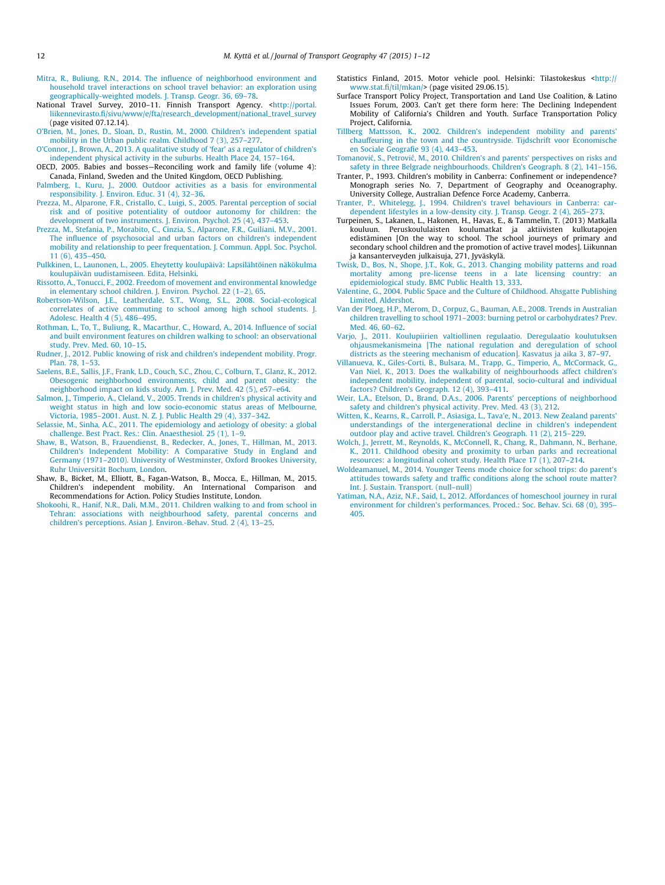Mitra, R., Buliung, R.N., 2014. The influence of neighborhood environment and household travel interactions on school travel behavior: an exploration using geographically-weighted models. J. Transp. Geogr. 36, 69–78.

National Travel Survey, 2010–11. Finnish Transport Agency. <http://portal.liikennevirasto.fi/sivu/www/e/fta/research_development/national_travel_survey (page visited 07.12.14).

O'Brien, M., Jones, D., Sloan, D., Rustin, M., 2000. Children's independent spatial mobility in the Urban public realm. Childhood 7 (3), 257–277.

O'Connor, J., Brown, A., 2013. A qualitative study of 'fear' as a regulator of children's independent physical activity in the suburbs. Health Place 24, 157–164.

OECD, 2005. Babies and bosses—Reconciling work and family life (volume 4): Canada, Finland, Sweden and the United Kingdom, OECD Publishing.

Palmberg, I., Kuru, J., 2000. Outdoor activities as a basis for environmental responsibility. J. Environ. Educ. 31 (4), 32–36.

Prezza, M., Alparone, F.R., Cristallo, C., Luigi, S., 2005. Parental perception of social risk and of positive potentiality of outdoor autonomy for children: the development of two instruments. J. Environ. Psychol. 25 (4), 437–453.

Prezza, M., Stefania, P., Morabito, C., Cinzia, S., Alparone, F.R., Guiliani, M.V., 2001. The influence of psychosocial and urban factors on children's independent mobility and relationship to peer frequentation. J. Commun. Appl. Soc. Psychol. 11 (6), 435–450.

Pulkkinen, L., Launonen, L., 2005. Eheytetty koulupäivä: Lapsilähtöinen näkökulma koulupäivän uudistamiseen. Edita, Helsinki.

Rissotto, A., Tonucci, F., 2002. Freedom of movement and environmental knowledge in elementary school children. J. Environ. Psychol. 22 (1–2), 65.

Robertson-Wilson, J.E., Leatherdale, S.T., Wong, S.L., 2008. Social-ecological correlates of active commuting to school among high school students. J. Adolesc. Health 4 (5), 486–495.

Rothman, L., To, T., Buliung, R., Macarthur, C., Howard, A., 2014. Influence of social and built environment features on children walking to school: an observational study. Prev. Med. 60, 10–15.

Rudner, J., 2012. Public knowing of risk and children's independent mobility. Progr. Plan. 78, 1–53.

Saelens, B.E., Sallis, J.F., Frank, L.D., Couch, S.C., Zhou, C., Colburn, T., Glanz, K., 2012. Obesogenic neighborhood environments, child and parent obesity: the neighborhood impact on kids study. Am. J. Prev. Med. 42 (5), e57–e64.

Salmon, J., Timperio, A., Cleland, V., 2005. Trends in children's physical activity and weight status in high and low socio-economic status areas of Melbourne, Victoria, 1985–2001. Aust. N. Z. J. Public Health 29 (4), 337–342.

Selassie, M., Sinha, A.C., 2011. The epidemiology and aetiology of obesity: a global challenge. Best Pract. Res.: Clin. Anaesthesiol. 25 (1), 1–9.

Shaw, B., Watson, B., Frauendienst, B., Redecker, A., Jones, T., Hillman, M., 2013. Children's Independent Mobility: A Comparative Study in England and Germany (1971–2010). University of Westminster, Oxford Brookes University, Ruhr Universität Bochum, London.

Shaw, B., Bicket, M., Elliott, B., Fagan-Watson, B., Mocca, E., Hillman, M., 2015. Children's independent mobility. An International Comparison and Recommendations for Action. Policy Studies Institute, London.

Shokoohi, R., Hanif, N.R., Dali, M.M., 2011. Children walking to and from school in Tehran: associations with neighbourhood safety, parental concerns and children's perceptions. Asian J. Environ.-Behav. Stud. 2 (4), 13–25.

Statistics Finland, 2015. Motor vehicle pool. Helsinki: Tilastokeskus <http://www.stat.fi/til/mkan/> (page visited 29.06.15).

Surface Transport Policy Project, Transportation and Land Use Coalition, & Latino Issues Forum, 2003. Can't get there form here: The Declining Independent Mobility of California's Children and Youth. Surface Transportation Policy Project, California.

Tillberg Mattsson, K., 2002. Children's independent mobility and parents' chauffeuring in the town and the countryside. Tijdschrift voor Economische en Sociale Geografie 93 (4), 443–453.

Tomanović, S., Petrović, M., 2010. Children's and parents' perspectives on risks and safety in three Belgrade neighbourhoods. Children's Geograph. 8 (2), 141–156.

Tranter, P., 1993. Children's mobility in Canberra: Confinement or independence? Monograph series No. 7, Department of Geography and Oceanography. University College, Australian Defence Force Academy, Canberra.

Tranter, P., Whitelegg, J., 1994. Children's travel behaviours in Canberra: car-dependent lifestyles in a low-density city. J. Transp. Geogr. 2 (4), 265–273.

Turpeinen, S., Lakanen, L., Hakonen, H., Havas, E., & Tammelin, T. (2013) Matkalla kouluun. Peruskoululaisten koulumatkat ja aktiivisten kulkutapojen edistäminen [On the way to school. The school journeys of primary and secondary school children and the promotion of active travel modes]. Liikunnan ja kansanterveyden julkaisuja, 271, Jyväskylä.

Twisk, D., Bos, N., Shope, J.T., Kok, G., 2013. Changing mobility patterns and road mortality among pre-license teens in a late licensing country: an epidemiological study. BMC Public Health 13, 333.

Valentine, G., 2004. Public Space and the Culture of Childhood. Ahsgatte Publishing Limited, Aldershot.

Van der Ploeg, H.P., Merom, D., Corpuz, G., Bauman, A.E., 2008. Trends in Australian children travelling to school 1971–2003: burning petrol or carbohydrates? Prev. Med. 46, 60–62.

Varjo, J., 2011. Koulupiirien valtiollinen regulaatio. Deregulaatio koulutuksen ohjausmekanismeina [The national regulation and deregulation of school districts as the steering mechanism of education]. Kasvatus ja aika 3, 87–97.

Villanueva, K., Giles-Corti, B., Bulsara, M., Trapp, G., Timperio, A., McCormack, G., Van Niel, K., 2013. Does the walkability of neighbourhoods affect children's independent mobility, independent of parental, socio-cultural and individual factors? Children's Geograph. 12 (4), 393–411.

Weir, L.A., Etelson, D., Brand, D.A.s., 2006. Parents' perceptions of neighborhood safety and children's physical activity. Prev. Med. 43 (3), 212.

Witten, K., Kearns, R., Carroll, P., Asiasiga, L., Tava'e, N., 2013. New Zealand parents' understandings of the intergenerational decline in children's independent outdoor play and active travel. Children's Geograph. 11 (2), 215–229.

Wolch, J., Jerrett, M., Reynolds, K., McConnell, R., Chang, R., Dahmann, N., Berhane, K., 2011. Childhood obesity and proximity to urban parks and recreational resources: a longitudinal cohort study. Health Place 17 (1), 207–214.

Woldeamanuel, M., 2014. Younger Teens mode choice for school trips: do parent's attitudes towards safety and traffic conditions along the school route matter? Int. J. Sustain. Transport. (null–null)

Yatiman, N.A., Aziz, N.F., Said, I., 2012. Affordances of homeschool journey in rural environment for children's performances. Proced.: Soc. Behav. Sci. 68 (0), 395–405.